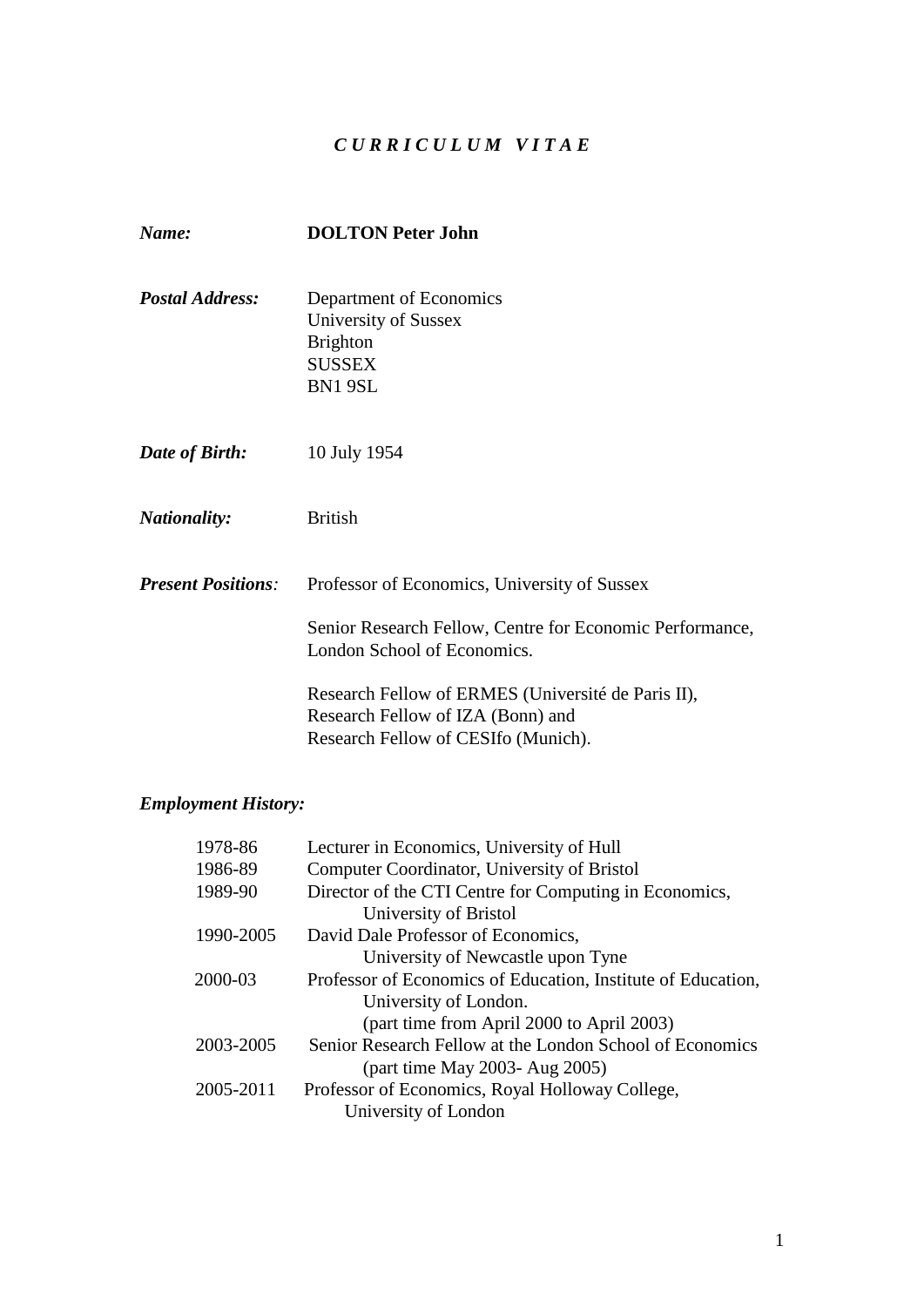# *C U R R I C U L U M   V I T A E*

***Name:*** **DOLTON Peter John**

***Postal Address:*** Department of Economics
University of Sussex
Brighton
SUSSEX
BN1 9SL

***Date of Birth:*** 10 July 1954

***Nationality:*** British

***Present Positions:*** Professor of Economics, University of Sussex

Senior Research Fellow, Centre for Economic Performance, London School of Economics.

Research Fellow of ERMES (Université de Paris II),
Research Fellow of IZA (Bonn) and
Research Fellow of CESIfo (Munich).

## *Employment History:*

| | |
|---|---|
| 1978-86 | Lecturer in Economics, University of Hull |
| 1986-89 | Computer Coordinator, University of Bristol |
| 1989-90 | Director of the CTI Centre for Computing in Economics, University of Bristol |
| 1990-2005 | David Dale Professor of Economics, University of Newcastle upon Tyne |
| 2000-03 | Professor of Economics of Education, Institute of Education, University of London. (part time from April 2000 to April 2003) |
| 2003-2005 | Senior Research Fellow at the London School of Economics (part time May 2003- Aug 2005) |
| 2005-2011 | Professor of Economics, Royal Holloway College, University of London |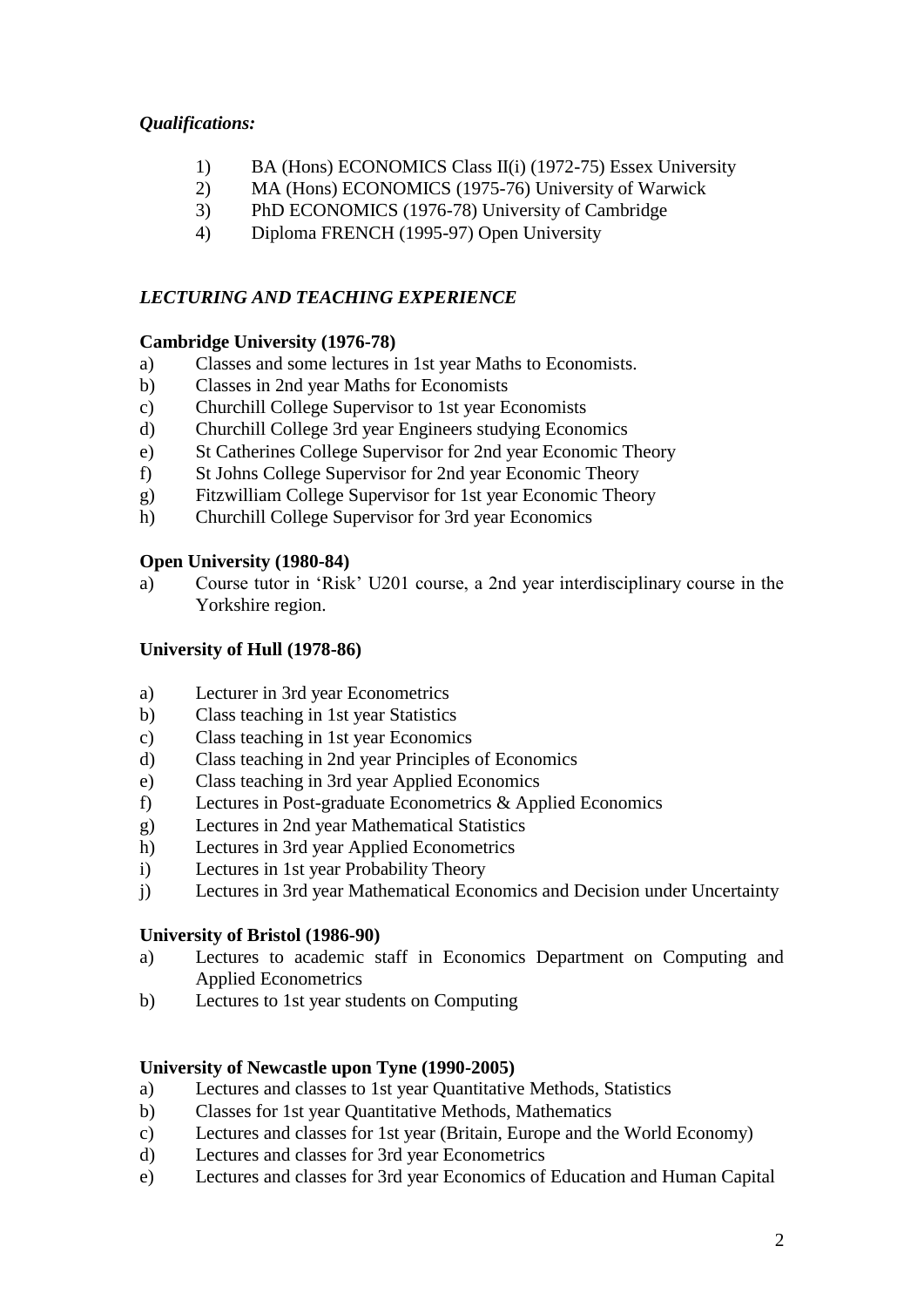*Qualifications:*

1) BA (Hons) ECONOMICS Class II(i) (1972-75) Essex University
2) MA (Hons) ECONOMICS (1975-76) University of Warwick
3) PhD ECONOMICS (1976-78) University of Cambridge
4) Diploma FRENCH (1995-97) Open University

## *LECTURING AND TEACHING EXPERIENCE*

**Cambridge University (1976-78)**

a) Classes and some lectures in 1st year Maths to Economists.
b) Classes in 2nd year Maths for Economists
c) Churchill College Supervisor to 1st year Economists
d) Churchill College 3rd year Engineers studying Economics
e) St Catherines College Supervisor for 2nd year Economic Theory
f) St Johns College Supervisor for 2nd year Economic Theory
g) Fitzwilliam College Supervisor for 1st year Economic Theory
h) Churchill College Supervisor for 3rd year Economics

**Open University (1980-84)**

a) Course tutor in 'Risk' U201 course, a 2nd year interdisciplinary course in the Yorkshire region.

**University of Hull (1978-86)**

a) Lecturer in 3rd year Econometrics
b) Class teaching in 1st year Statistics
c) Class teaching in 1st year Economics
d) Class teaching in 2nd year Principles of Economics
e) Class teaching in 3rd year Applied Economics
f) Lectures in Post-graduate Econometrics & Applied Economics
g) Lectures in 2nd year Mathematical Statistics
h) Lectures in 3rd year Applied Econometrics
i) Lectures in 1st year Probability Theory
j) Lectures in 3rd year Mathematical Economics and Decision under Uncertainty

**University of Bristol (1986-90)**

a) Lectures to academic staff in Economics Department on Computing and Applied Econometrics
b) Lectures to 1st year students on Computing

**University of Newcastle upon Tyne (1990-2005)**

a) Lectures and classes to 1st year Quantitative Methods, Statistics
b) Classes for 1st year Quantitative Methods, Mathematics
c) Lectures and classes for 1st year (Britain, Europe and the World Economy)
d) Lectures and classes for 3rd year Econometrics
e) Lectures and classes for 3rd year Economics of Education and Human Capital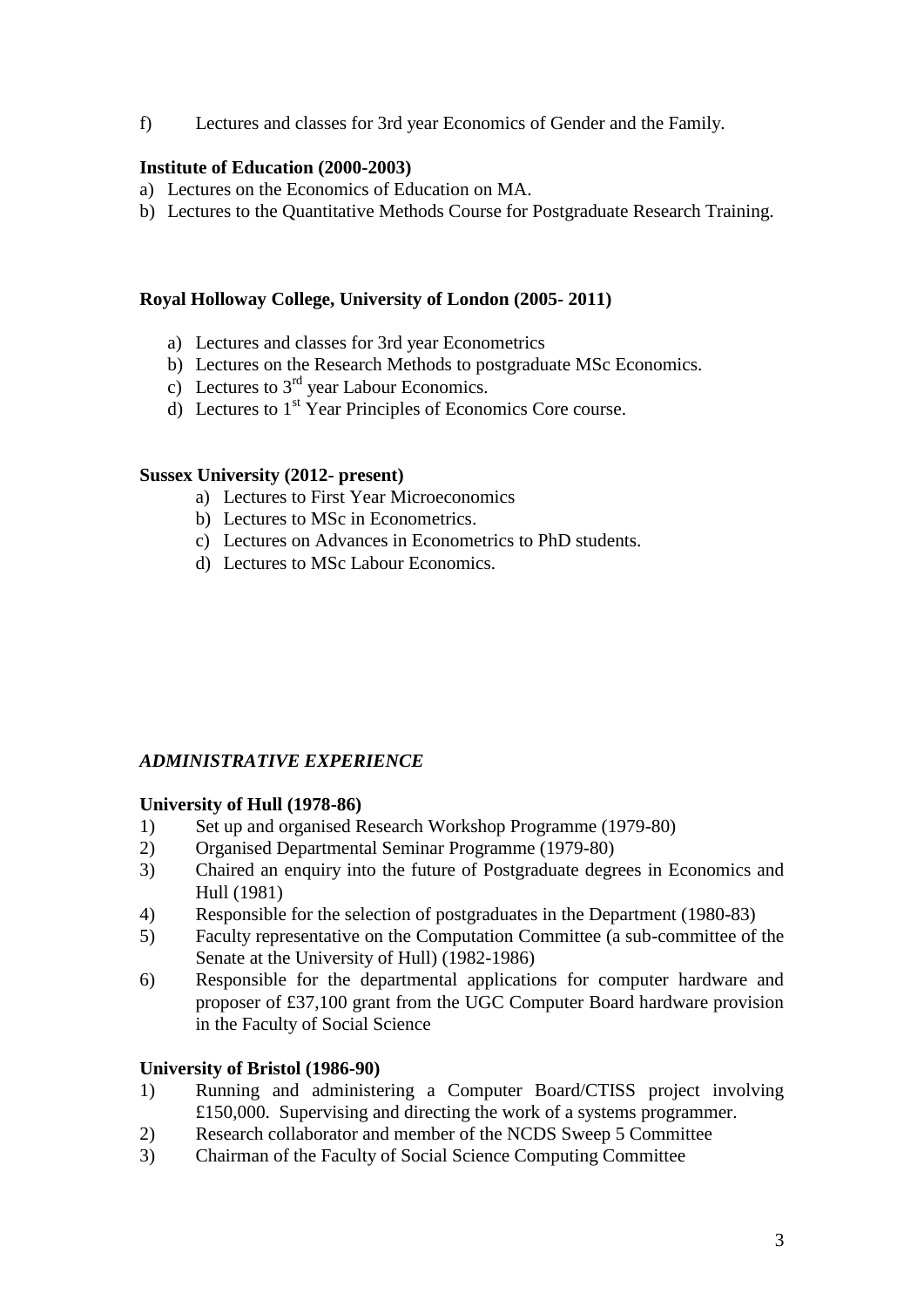f) Lectures and classes for 3rd year Economics of Gender and the Family.

**Institute of Education (2000-2003)**

a) Lectures on the Economics of Education on MA.
b) Lectures to the Quantitative Methods Course for Postgraduate Research Training.

**Royal Holloway College, University of London (2005- 2011)**

a) Lectures and classes for 3rd year Econometrics
b) Lectures on the Research Methods to postgraduate MSc Economics.
c) Lectures to 3rd year Labour Economics.
d) Lectures to 1st Year Principles of Economics Core course.

**Sussex University (2012- present)**

a) Lectures to First Year Microeconomics
b) Lectures to MSc in Econometrics.
c) Lectures on Advances in Econometrics to PhD students.
d) Lectures to MSc Labour Economics.

## *ADMINISTRATIVE EXPERIENCE*

**University of Hull (1978-86)**

1) Set up and organised Research Workshop Programme (1979-80)
2) Organised Departmental Seminar Programme (1979-80)
3) Chaired an enquiry into the future of Postgraduate degrees in Economics and Hull (1981)
4) Responsible for the selection of postgraduates in the Department (1980-83)
5) Faculty representative on the Computation Committee (a sub-committee of the Senate at the University of Hull) (1982-1986)
6) Responsible for the departmental applications for computer hardware and proposer of £37,100 grant from the UGC Computer Board hardware provision in the Faculty of Social Science

**University of Bristol (1986-90)**

1) Running and administering a Computer Board/CTISS project involving £150,000. Supervising and directing the work of a systems programmer.
2) Research collaborator and member of the NCDS Sweep 5 Committee
3) Chairman of the Faculty of Social Science Computing Committee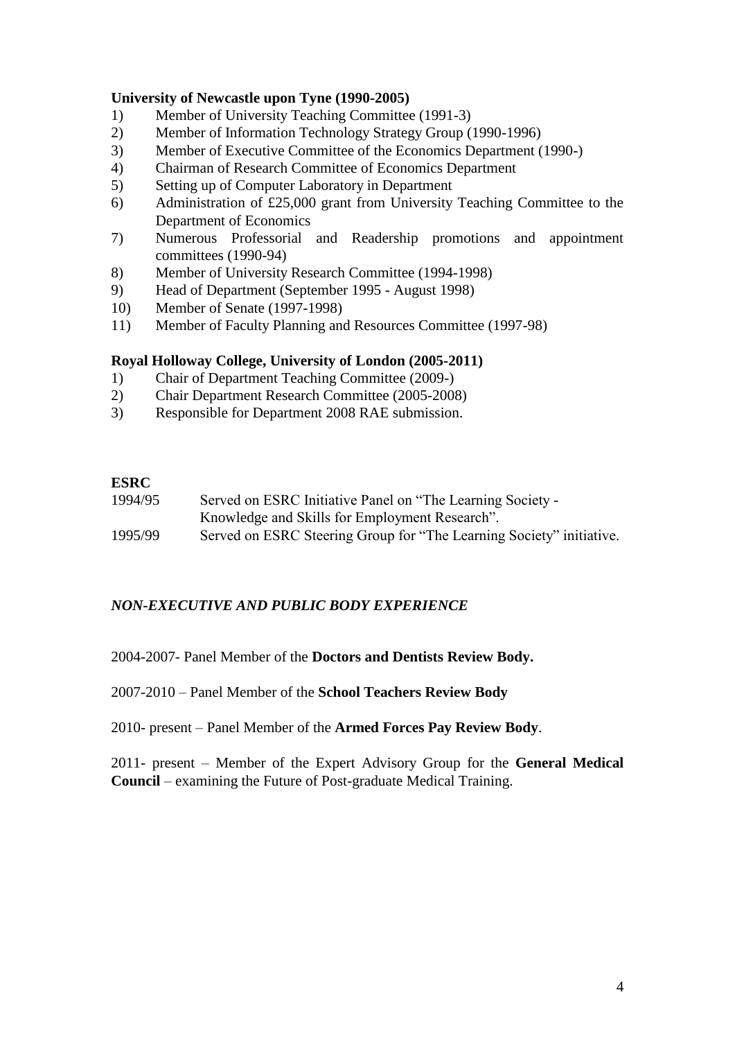**University of Newcastle upon Tyne (1990-2005)**

1) Member of University Teaching Committee (1991-3)
2) Member of Information Technology Strategy Group (1990-1996)
3) Member of Executive Committee of the Economics Department (1990-)
4) Chairman of Research Committee of Economics Department
5) Setting up of Computer Laboratory in Department
6) Administration of £25,000 grant from University Teaching Committee to the Department of Economics
7) Numerous Professorial and Readership promotions and appointment committees (1990-94)
8) Member of University Research Committee (1994-1998)
9) Head of Department (September 1995 - August 1998)
10) Member of Senate (1997-1998)
11) Member of Faculty Planning and Resources Committee (1997-98)

**Royal Holloway College, University of London (2005-2011)**

1) Chair of Department Teaching Committee (2009-)
2) Chair Department Research Committee (2005-2008)
3) Responsible for Department 2008 RAE submission.

**ESRC**

1994/95 Served on ESRC Initiative Panel on "The Learning Society - Knowledge and Skills for Employment Research".

1995/99 Served on ESRC Steering Group for "The Learning Society" initiative.

***NON-EXECUTIVE AND PUBLIC BODY EXPERIENCE***

2004-2007- Panel Member of the **Doctors and Dentists Review Body.**

2007-2010 – Panel Member of the **School Teachers Review Body**

2010- present – Panel Member of the **Armed Forces Pay Review Body**.

2011- present – Member of the Expert Advisory Group for the **General Medical Council** – examining the Future of Post-graduate Medical Training.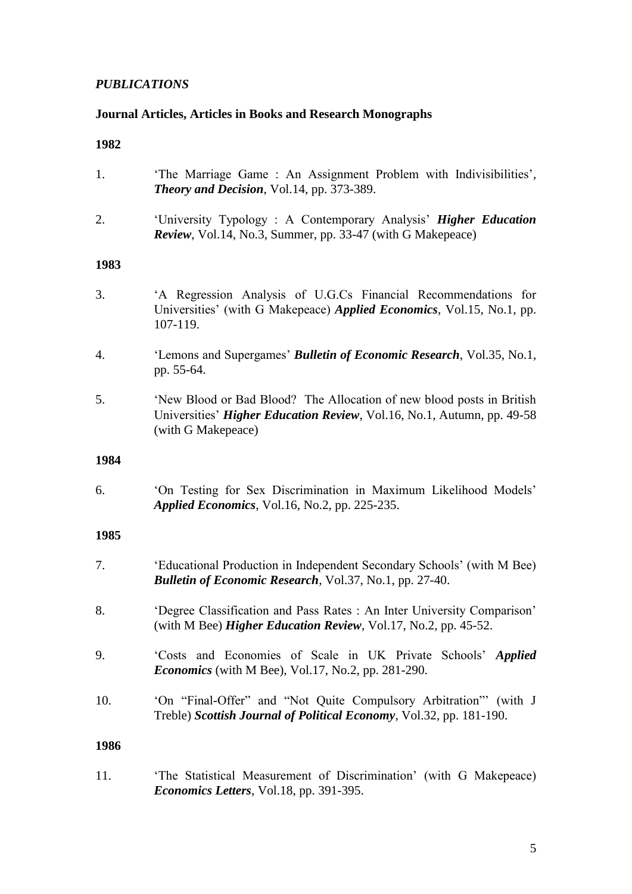## *PUBLICATIONS*

### Journal Articles, Articles in Books and Research Monographs

**1982**

1. 'The Marriage Game : An Assignment Problem with Indivisibilities', ***Theory and Decision***, Vol.14, pp. 373-389.

2. 'University Typology : A Contemporary Analysis' ***Higher Education Review***, Vol.14, No.3, Summer, pp. 33-47 (with G Makepeace)

**1983**

3. 'A Regression Analysis of U.G.Cs Financial Recommendations for Universities' (with G Makepeace) ***Applied Economics***, Vol.15, No.1, pp. 107-119.

4. 'Lemons and Supergames' ***Bulletin of Economic Research***, Vol.35, No.1, pp. 55-64.

5. 'New Blood or Bad Blood? The Allocation of new blood posts in British Universities' ***Higher Education Review***, Vol.16, No.1, Autumn, pp. 49-58 (with G Makepeace)

**1984**

6. 'On Testing for Sex Discrimination in Maximum Likelihood Models' ***Applied Economics***, Vol.16, No.2, pp. 225-235.

**1985**

7. 'Educational Production in Independent Secondary Schools' (with M Bee) ***Bulletin of Economic Research***, Vol.37, No.1, pp. 27-40.

8. 'Degree Classification and Pass Rates : An Inter University Comparison' (with M Bee) ***Higher Education Review***, Vol.17, No.2, pp. 45-52.

9. 'Costs and Economies of Scale in UK Private Schools' ***Applied Economics*** (with M Bee), Vol.17, No.2, pp. 281-290.

10. 'On "Final-Offer" and "Not Quite Compulsory Arbitration"' (with J Treble) ***Scottish Journal of Political Economy***, Vol.32, pp. 181-190.

**1986**

11. 'The Statistical Measurement of Discrimination' (with G Makepeace) ***Economics Letters***, Vol.18, pp. 391-395.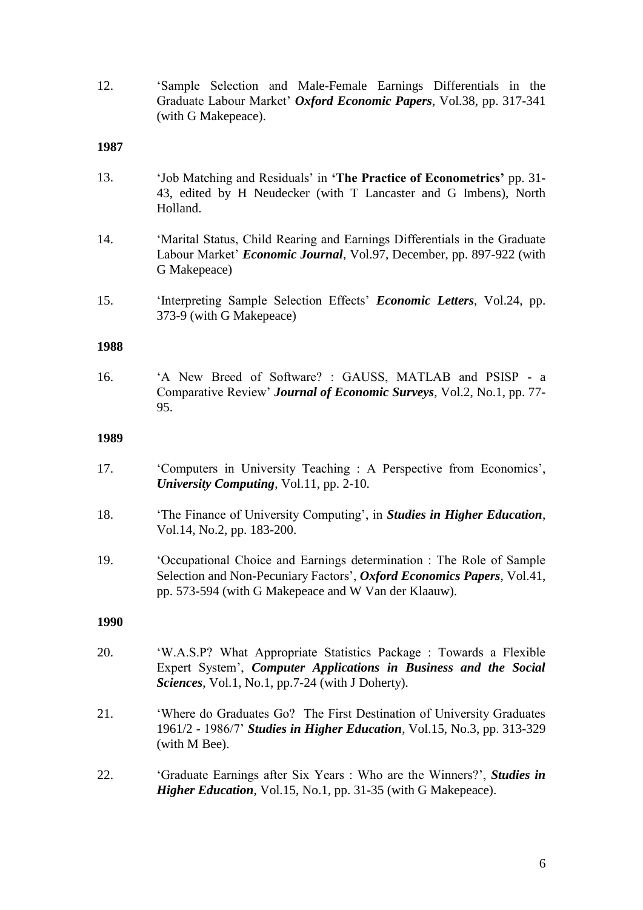12. 'Sample Selection and Male-Female Earnings Differentials in the Graduate Labour Market' ***Oxford Economic Papers***, Vol.38, pp. 317-341 (with G Makepeace).

**1987**

13. 'Job Matching and Residuals' in **'The Practice of Econometrics'** pp. 31-43, edited by H Neudecker (with T Lancaster and G Imbens), North Holland.

14. 'Marital Status, Child Rearing and Earnings Differentials in the Graduate Labour Market' ***Economic Journal***, Vol.97, December, pp. 897-922 (with G Makepeace)

15. 'Interpreting Sample Selection Effects' ***Economic Letters***, Vol.24, pp. 373-9 (with G Makepeace)

**1988**

16. 'A New Breed of Software? : GAUSS, MATLAB and PSISP - a Comparative Review' ***Journal of Economic Surveys***, Vol.2, No.1, pp. 77-95.

**1989**

17. 'Computers in University Teaching : A Perspective from Economics', ***University Computing***, Vol.11, pp. 2-10.

18. 'The Finance of University Computing', in ***Studies in Higher Education***, Vol.14, No.2, pp. 183-200.

19. 'Occupational Choice and Earnings determination : The Role of Sample Selection and Non-Pecuniary Factors', ***Oxford Economics Papers***, Vol.41, pp. 573-594 (with G Makepeace and W Van der Klaauw).

**1990**

20. 'W.A.S.P? What Appropriate Statistics Package : Towards a Flexible Expert System', ***Computer Applications in Business and the Social Sciences***, Vol.1, No.1, pp.7-24 (with J Doherty).

21. 'Where do Graduates Go? The First Destination of University Graduates 1961/2 - 1986/7' ***Studies in Higher Education***, Vol.15, No.3, pp. 313-329 (with M Bee).

22. 'Graduate Earnings after Six Years : Who are the Winners?', ***Studies in Higher Education***, Vol.15, No.1, pp. 31-35 (with G Makepeace).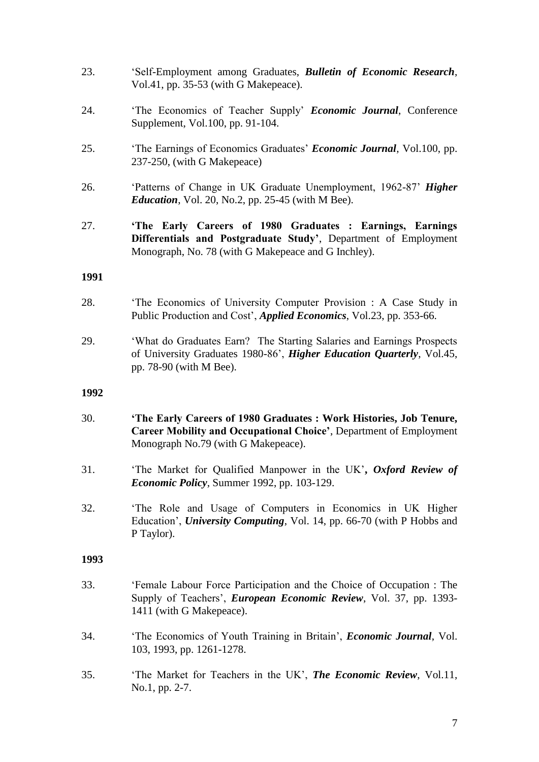23. 'Self-Employment among Graduates, ***Bulletin of Economic Research***, Vol.41, pp. 35-53 (with G Makepeace).

24. 'The Economics of Teacher Supply' ***Economic Journal***, Conference Supplement, Vol.100, pp. 91-104.

25. 'The Earnings of Economics Graduates' ***Economic Journal***, Vol.100, pp. 237-250, (with G Makepeace)

26. 'Patterns of Change in UK Graduate Unemployment, 1962-87' ***Higher Education***, Vol. 20, No.2, pp. 25-45 (with M Bee).

27. **'The Early Careers of 1980 Graduates : Earnings, Earnings Differentials and Postgraduate Study'**, Department of Employment Monograph, No. 78 (with G Makepeace and G Inchley).

**1991**

28. 'The Economics of University Computer Provision : A Case Study in Public Production and Cost', ***Applied Economics***, Vol.23, pp. 353-66.

29. 'What do Graduates Earn? The Starting Salaries and Earnings Prospects of University Graduates 1980-86', ***Higher Education Quarterly***, Vol.45, pp. 78-90 (with M Bee).

**1992**

30. **'The Early Careers of 1980 Graduates : Work Histories, Job Tenure, Career Mobility and Occupational Choice'**, Department of Employment Monograph No.79 (with G Makepeace).

31. 'The Market for Qualified Manpower in the UK'***, Oxford Review of Economic Policy***, Summer 1992, pp. 103-129.

32. 'The Role and Usage of Computers in Economics in UK Higher Education', ***University Computing***, Vol. 14, pp. 66-70 (with P Hobbs and P Taylor).

**1993**

33. 'Female Labour Force Participation and the Choice of Occupation : The Supply of Teachers', ***European Economic Review***, Vol. 37, pp. 1393-1411 (with G Makepeace).

34. 'The Economics of Youth Training in Britain', ***Economic Journal***, Vol. 103, 1993, pp. 1261-1278.

35. 'The Market for Teachers in the UK', ***The Economic Review***, Vol.11, No.1, pp. 2-7.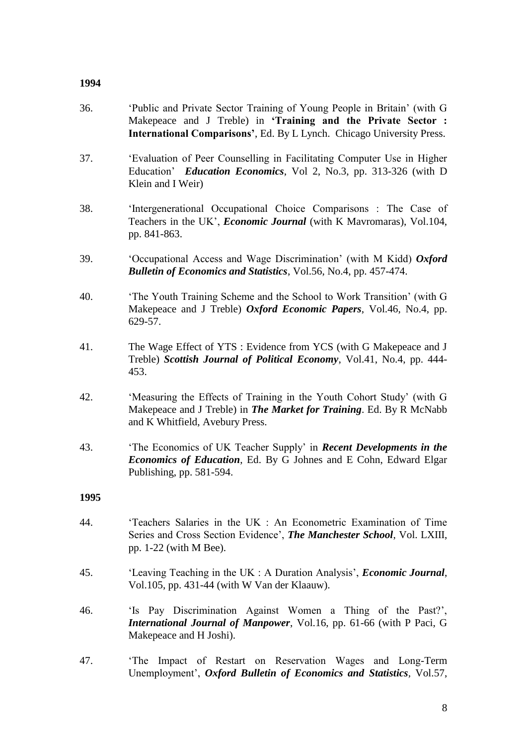**1994**

36. 'Public and Private Sector Training of Young People in Britain' (with G Makepeace and J Treble) in **'Training and the Private Sector : International Comparisons'**, Ed. By L Lynch. Chicago University Press.

37. 'Evaluation of Peer Counselling in Facilitating Computer Use in Higher Education' ***Education Economics***, Vol 2, No.3, pp. 313-326 (with D Klein and I Weir)

38. 'Intergenerational Occupational Choice Comparisons : The Case of Teachers in the UK', ***Economic Journal*** (with K Mavromaras), Vol.104, pp. 841-863.

39. 'Occupational Access and Wage Discrimination' (with M Kidd) ***Oxford Bulletin of Economics and Statistics***, Vol.56, No.4, pp. 457-474.

40. 'The Youth Training Scheme and the School to Work Transition' (with G Makepeace and J Treble) ***Oxford Economic Papers***, Vol.46, No.4, pp. 629-57.

41. The Wage Effect of YTS : Evidence from YCS (with G Makepeace and J Treble) ***Scottish Journal of Political Economy***, Vol.41, No.4, pp. 444-453.

42. 'Measuring the Effects of Training in the Youth Cohort Study' (with G Makepeace and J Treble) in ***The Market for Training***. Ed. By R McNabb and K Whitfield, Avebury Press.

43. 'The Economics of UK Teacher Supply' in ***Recent Developments in the Economics of Education***, Ed. By G Johnes and E Cohn, Edward Elgar Publishing, pp. 581-594.

**1995**

44. 'Teachers Salaries in the UK : An Econometric Examination of Time Series and Cross Section Evidence', ***The Manchester School***, Vol. LXIII, pp. 1-22 (with M Bee).

45. 'Leaving Teaching in the UK : A Duration Analysis', ***Economic Journal***, Vol.105, pp. 431-44 (with W Van der Klaauw).

46. 'Is Pay Discrimination Against Women a Thing of the Past?', ***International Journal of Manpower***, Vol.16, pp. 61-66 (with P Paci, G Makepeace and H Joshi).

47. 'The Impact of Restart on Reservation Wages and Long-Term Unemployment', ***Oxford Bulletin of Economics and Statistics***, Vol.57,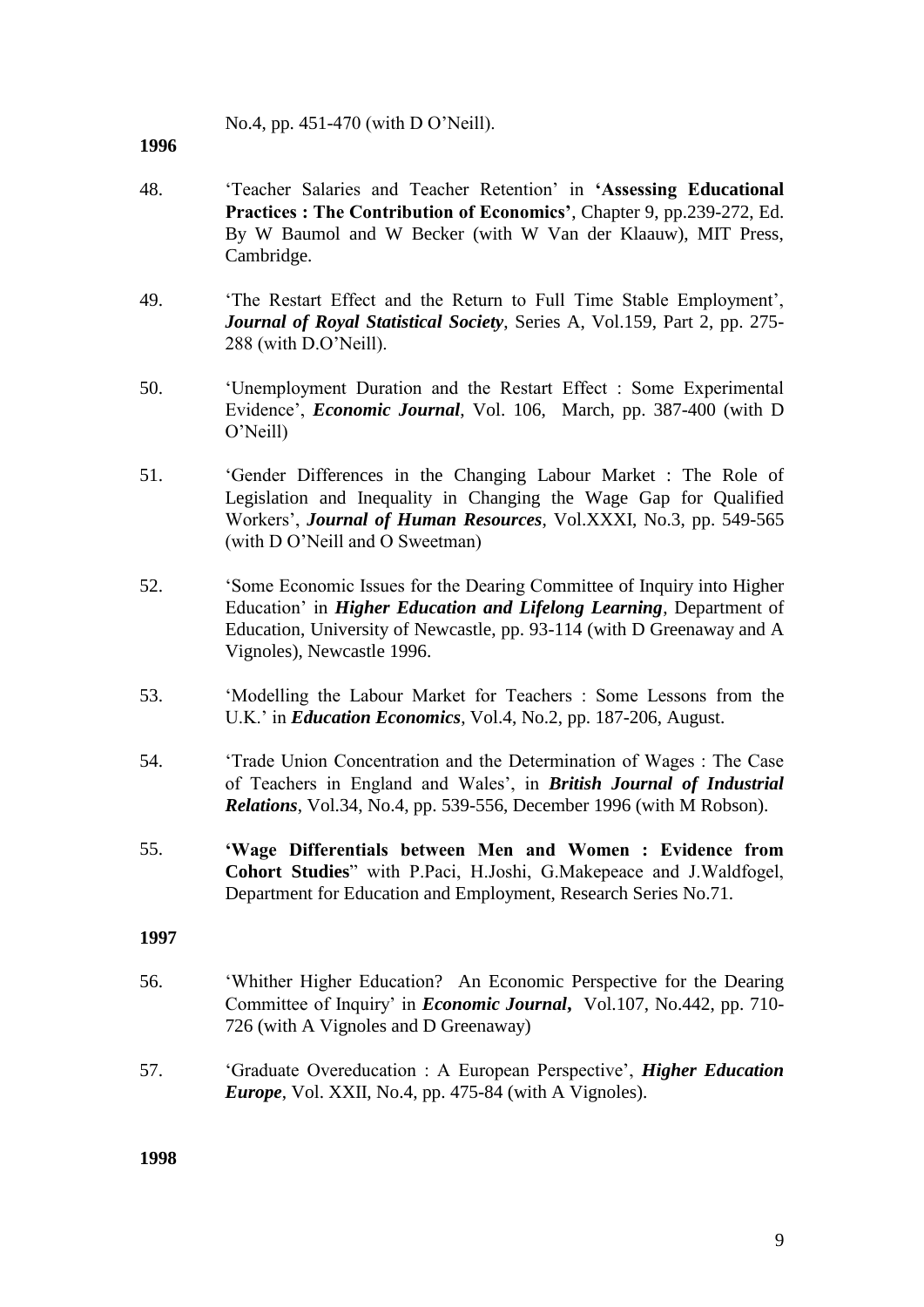No.4, pp. 451-470 (with D O'Neill).

**1996**

48. 'Teacher Salaries and Teacher Retention' in **'Assessing Educational Practices : The Contribution of Economics'**, Chapter 9, pp.239-272, Ed. By W Baumol and W Becker (with W Van der Klaauw), MIT Press, Cambridge.

49. 'The Restart Effect and the Return to Full Time Stable Employment', ***Journal of Royal Statistical Society***, Series A, Vol.159, Part 2, pp. 275-288 (with D.O'Neill).

50. 'Unemployment Duration and the Restart Effect : Some Experimental Evidence', ***Economic Journal***, Vol. 106, March, pp. 387-400 (with D O'Neill)

51. 'Gender Differences in the Changing Labour Market : The Role of Legislation and Inequality in Changing the Wage Gap for Qualified Workers', ***Journal of Human Resources***, Vol.XXXI, No.3, pp. 549-565 (with D O'Neill and O Sweetman)

52. 'Some Economic Issues for the Dearing Committee of Inquiry into Higher Education' in ***Higher Education and Lifelong Learning***, Department of Education, University of Newcastle, pp. 93-114 (with D Greenaway and A Vignoles), Newcastle 1996.

53. 'Modelling the Labour Market for Teachers : Some Lessons from the U.K.' in ***Education Economics***, Vol.4, No.2, pp. 187-206, August.

54. 'Trade Union Concentration and the Determination of Wages : The Case of Teachers in England and Wales', in ***British Journal of Industrial Relations***, Vol.34, No.4, pp. 539-556, December 1996 (with M Robson).

55. **'Wage Differentials between Men and Women : Evidence from Cohort Studies**" with P.Paci, H.Joshi, G.Makepeace and J.Waldfogel, Department for Education and Employment, Research Series No.71.

**1997**

56. 'Whither Higher Education? An Economic Perspective for the Dearing Committee of Inquiry' in ***Economic Journal*****,** Vol.107, No.442, pp. 710-726 (with A Vignoles and D Greenaway)

57. 'Graduate Overeducation : A European Perspective', ***Higher Education Europe***, Vol. XXII, No.4, pp. 475-84 (with A Vignoles).

**1998**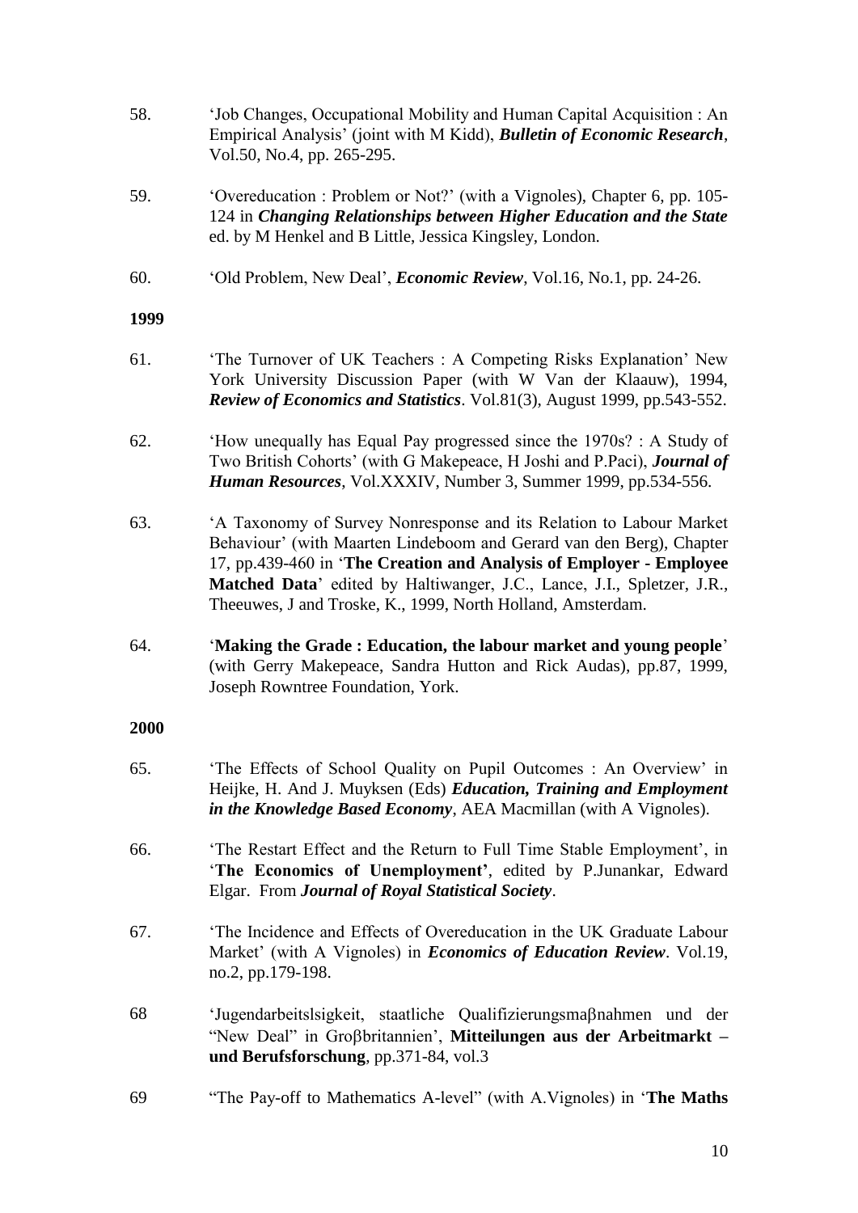58. ‘Job Changes, Occupational Mobility and Human Capital Acquisition : An Empirical Analysis’ (joint with M Kidd), ***Bulletin of Economic Research***, Vol.50, No.4, pp. 265-295.

59. ‘Overeducation : Problem or Not?’ (with a Vignoles), Chapter 6, pp. 105-124 in ***Changing Relationships between Higher Education and the State*** ed. by M Henkel and B Little, Jessica Kingsley, London.

60. ‘Old Problem, New Deal’, ***Economic Review***, Vol.16, No.1, pp. 24-26.

**1999**

61. ‘The Turnover of UK Teachers : A Competing Risks Explanation’ New York University Discussion Paper (with W Van der Klaauw), 1994, ***Review of Economics and Statistics***. Vol.81(3), August 1999, pp.543-552.

62. ‘How unequally has Equal Pay progressed since the 1970s? : A Study of Two British Cohorts’ (with G Makepeace, H Joshi and P.Paci), ***Journal of Human Resources***, Vol.XXXIV, Number 3, Summer 1999, pp.534-556.

63. ‘A Taxonomy of Survey Nonresponse and its Relation to Labour Market Behaviour’ (with Maarten Lindeboom and Gerard van den Berg), Chapter 17, pp.439-460 in ‘**The Creation and Analysis of Employer - Employee Matched Data**’ edited by Haltiwanger, J.C., Lance, J.I., Spletzer, J.R., Theeuwes, J and Troske, K., 1999, North Holland, Amsterdam.

64. ‘**Making the Grade : Education, the labour market and young people**’ (with Gerry Makepeace, Sandra Hutton and Rick Audas), pp.87, 1999, Joseph Rowntree Foundation, York.

**2000**

65. ‘The Effects of School Quality on Pupil Outcomes : An Overview’ in Heijke, H. And J. Muyksen (Eds) ***Education, Training and Employment in the Knowledge Based Economy***, AEA Macmillan (with A Vignoles).

66. ‘The Restart Effect and the Return to Full Time Stable Employment’, in ‘**The Economics of Unemployment’**, edited by P.Junankar, Edward Elgar. From ***Journal of Royal Statistical Society***.

67. ‘The Incidence and Effects of Overeducation in the UK Graduate Labour Market’ (with A Vignoles) in ***Economics of Education Review***. Vol.19, no.2, pp.179-198.

68 ‘Jugendarbeitslsigkeit, staatliche Qualifizierungsmaβnahmen und der “New Deal” in Groβbritannien’, **Mitteilungen aus der Arbeitmarkt – und Berufsforschung**, pp.371-84, vol.3

69 “The Pay-off to Mathematics A-level” (with A.Vignoles) in ‘**The Maths**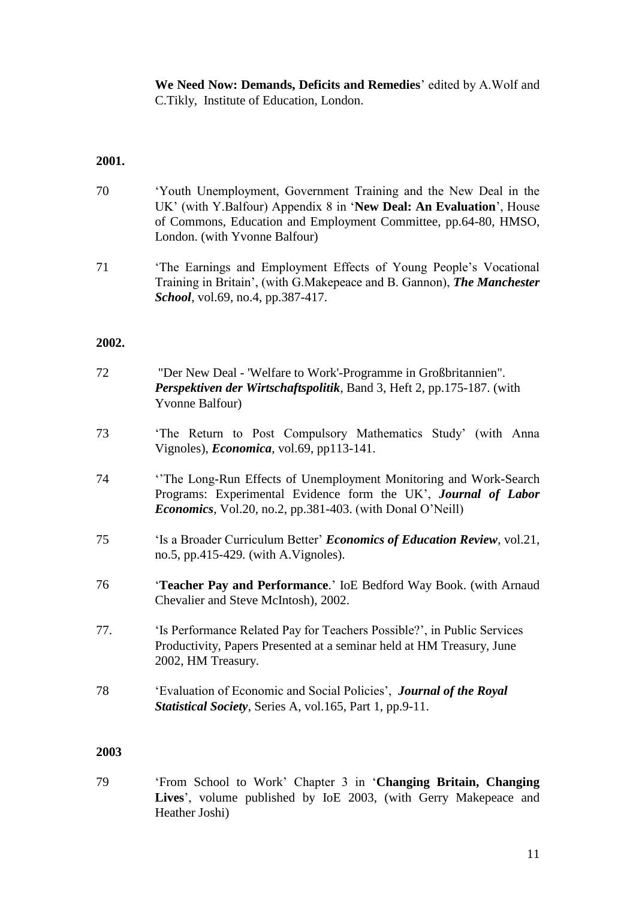**We Need Now: Demands, Deficits and Remedies**' edited by A.Wolf and C.Tikly, Institute of Education, London.

**2001.**

70 'Youth Unemployment, Government Training and the New Deal in the UK' (with Y.Balfour) Appendix 8 in '**New Deal: An Evaluation**', House of Commons, Education and Employment Committee, pp.64-80, HMSO, London. (with Yvonne Balfour)

71 'The Earnings and Employment Effects of Young People's Vocational Training in Britain', (with G.Makepeace and B. Gannon), ***The Manchester School***, vol.69, no.4, pp.387-417.

**2002.**

72 "Der New Deal - 'Welfare to Work'-Programme in Großbritannien". ***Perspektiven der Wirtschaftspolitik***, Band 3, Heft 2, pp.175-187. (with Yvonne Balfour)

73 'The Return to Post Compulsory Mathematics Study' (with Anna Vignoles), ***Economica***, vol.69, pp113-141.

74 ''The Long-Run Effects of Unemployment Monitoring and Work-Search Programs: Experimental Evidence form the UK', ***Journal of Labor Economics***, Vol.20, no.2, pp.381-403. (with Donal O'Neill)

75 'Is a Broader Curriculum Better' ***Economics of Education Review***, vol.21, no.5, pp.415-429. (with A.Vignoles).

76 '**Teacher Pay and Performance**.' IoE Bedford Way Book. (with Arnaud Chevalier and Steve McIntosh), 2002.

77. 'Is Performance Related Pay for Teachers Possible?', in Public Services Productivity, Papers Presented at a seminar held at HM Treasury, June 2002, HM Treasury.

78 'Evaluation of Economic and Social Policies', ***Journal of the Royal Statistical Society***, Series A, vol.165, Part 1, pp.9-11.

**2003**

79 'From School to Work' Chapter 3 in '**Changing Britain, Changing Lives**', volume published by IoE 2003, (with Gerry Makepeace and Heather Joshi)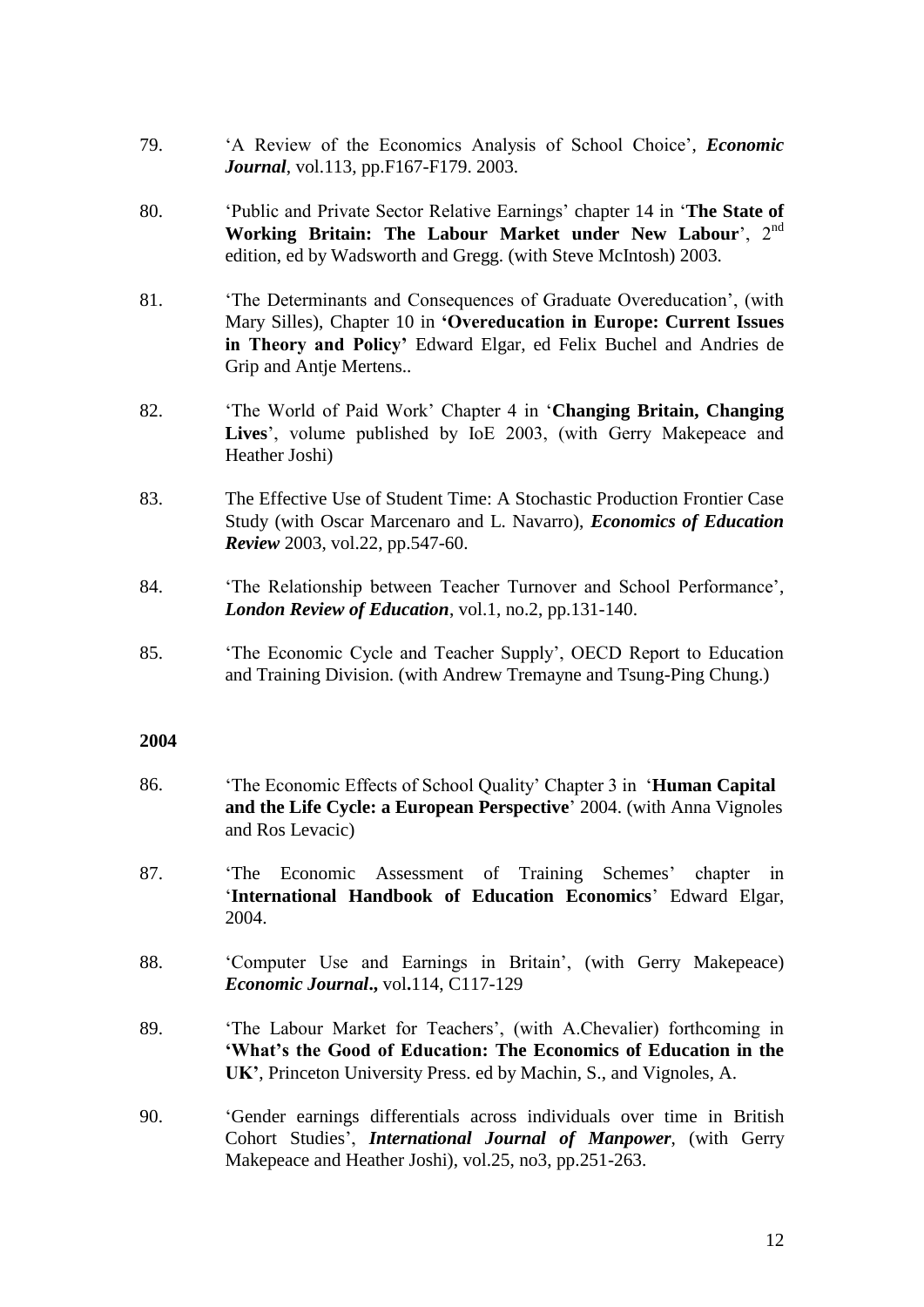79. 'A Review of the Economics Analysis of School Choice', ***Economic Journal***, vol.113, pp.F167-F179. 2003.

80. 'Public and Private Sector Relative Earnings' chapter 14 in '**The State of Working Britain: The Labour Market under New Labour**', 2nd edition, ed by Wadsworth and Gregg. (with Steve McIntosh) 2003.

81. 'The Determinants and Consequences of Graduate Overeducation', (with Mary Silles), Chapter 10 in **'Overeducation in Europe: Current Issues in Theory and Policy'** Edward Elgar, ed Felix Buchel and Andries de Grip and Antje Mertens..

82. 'The World of Paid Work' Chapter 4 in '**Changing Britain, Changing Lives**', volume published by IoE 2003, (with Gerry Makepeace and Heather Joshi)

83. The Effective Use of Student Time: A Stochastic Production Frontier Case Study (with Oscar Marcenaro and L. Navarro), ***Economics of Education Review*** 2003, vol.22, pp.547-60.

84. 'The Relationship between Teacher Turnover and School Performance', ***London Review of Education***, vol.1, no.2, pp.131-140.

85. 'The Economic Cycle and Teacher Supply', OECD Report to Education and Training Division. (with Andrew Tremayne and Tsung-Ping Chung.)

**2004**

86. 'The Economic Effects of School Quality' Chapter 3 in '**Human Capital and the Life Cycle: a European Perspective**' 2004. (with Anna Vignoles and Ros Levacic)

87. 'The Economic Assessment of Training Schemes' chapter in '**International Handbook of Education Economics**' Edward Elgar, 2004.

88. 'Computer Use and Earnings in Britain', (with Gerry Makepeace) ***Economic Journal*****.,** vol**.**114, C117-129

89. 'The Labour Market for Teachers', (with A.Chevalier) forthcoming in **'What's the Good of Education: The Economics of Education in the UK'**, Princeton University Press. ed by Machin, S., and Vignoles, A.

90. 'Gender earnings differentials across individuals over time in British Cohort Studies', ***International Journal of Manpower***, (with Gerry Makepeace and Heather Joshi), vol.25, no3, pp.251-263.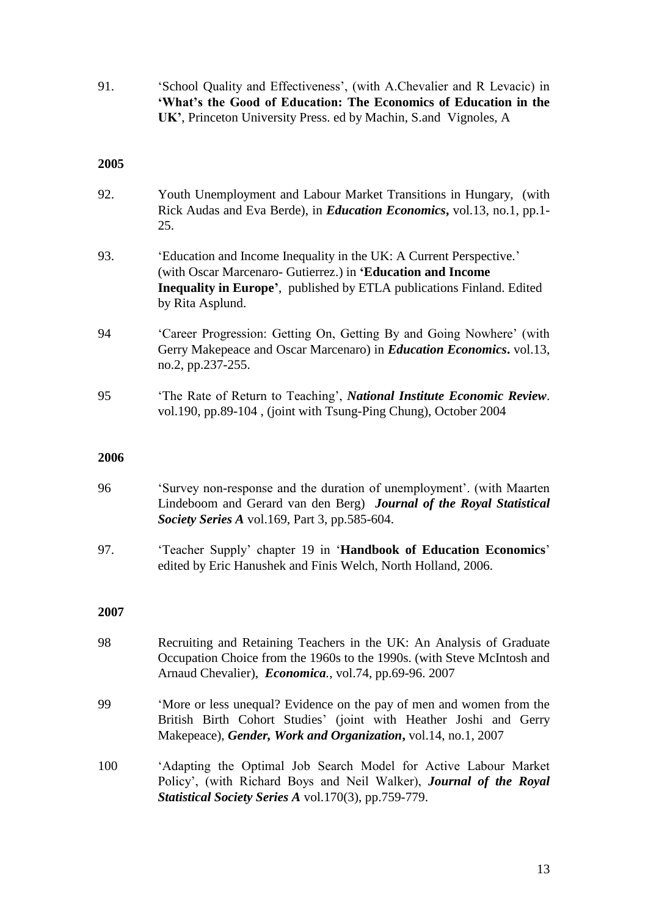91. 'School Quality and Effectiveness', (with A.Chevalier and R Levacic) in **'What's the Good of Education: The Economics of Education in the UK'**, Princeton University Press. ed by Machin, S.and Vignoles, A

**2005**

92. Youth Unemployment and Labour Market Transitions in Hungary, (with Rick Audas and Eva Berde), in ***Education Economics*,** vol.13, no.1, pp.1-25.

93. 'Education and Income Inequality in the UK: A Current Perspective.' (with Oscar Marcenaro- Gutierrez.) in **'Education and Income Inequality in Europe'**, published by ETLA publications Finland. Edited by Rita Asplund.

94 'Career Progression: Getting On, Getting By and Going Nowhere' (with Gerry Makepeace and Oscar Marcenaro) in ***Education Economics*.** vol.13, no.2, pp.237-255.

95 'The Rate of Return to Teaching', ***National Institute Economic Review***. vol.190, pp.89-104 , (joint with Tsung-Ping Chung), October 2004

**2006**

96 'Survey non-response and the duration of unemployment'. (with Maarten Lindeboom and Gerard van den Berg) ***Journal of the Royal Statistical Society Series A*** vol.169, Part 3, pp.585-604.

97. 'Teacher Supply' chapter 19 in '**Handbook of Education Economics**' edited by Eric Hanushek and Finis Welch, North Holland, 2006.

**2007**

98 Recruiting and Retaining Teachers in the UK: An Analysis of Graduate Occupation Choice from the 1960s to the 1990s. (with Steve McIntosh and Arnaud Chevalier), ***Economica***., vol.74, pp.69-96. 2007

99 'More or less unequal? Evidence on the pay of men and women from the British Birth Cohort Studies' (joint with Heather Joshi and Gerry Makepeace), ***Gender, Work and Organization*,** vol.14, no.1, 2007

100 'Adapting the Optimal Job Search Model for Active Labour Market Policy', (with Richard Boys and Neil Walker), ***Journal of the Royal Statistical Society Series A*** vol.170(3), pp.759-779.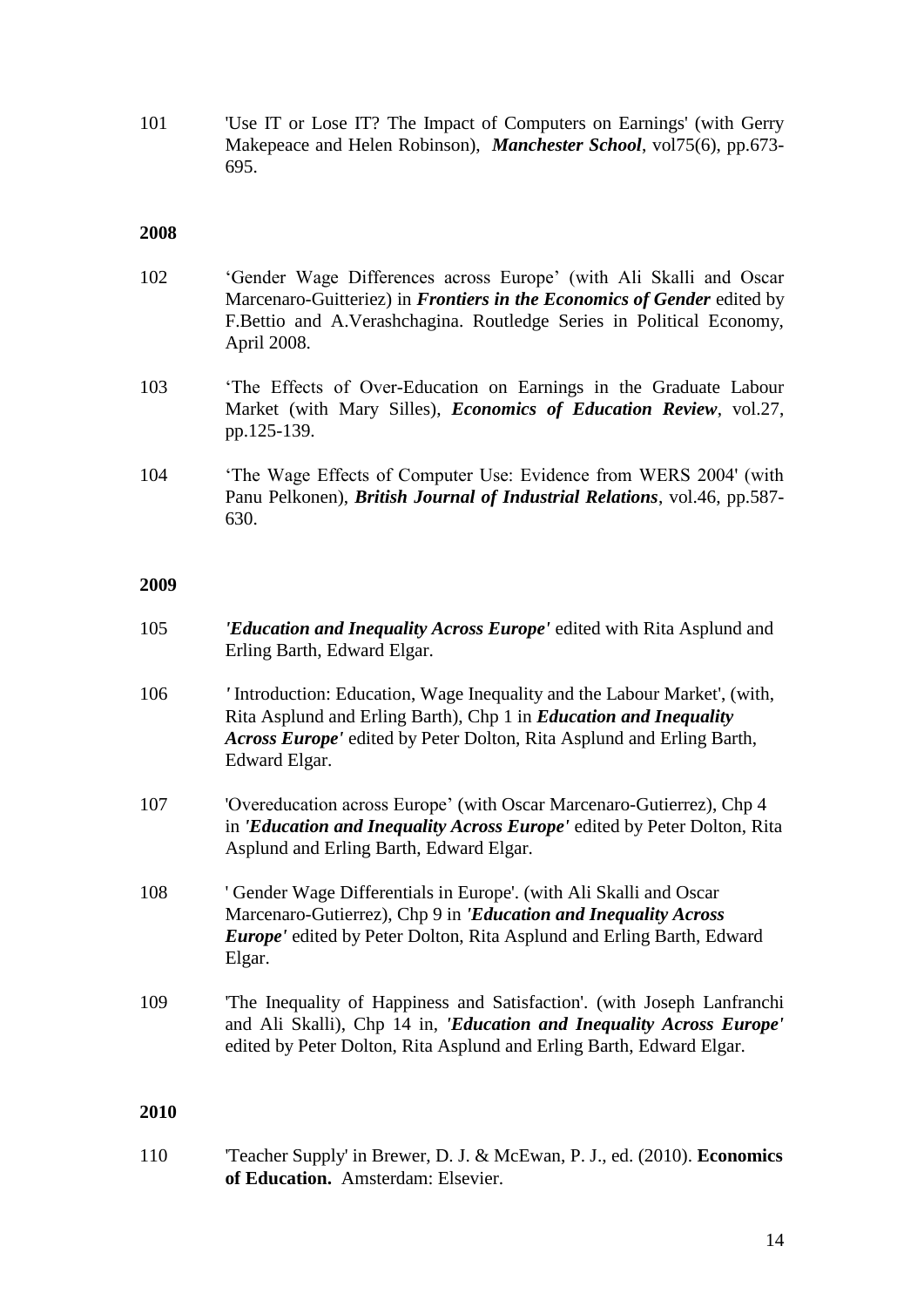101 'Use IT or Lose IT? The Impact of Computers on Earnings' (with Gerry Makepeace and Helen Robinson), ***Manchester School***, vol75(6), pp.673-695.

**2008**

102 'Gender Wage Differences across Europe' (with Ali Skalli and Oscar Marcenaro-Guitteriez) in ***Frontiers in the Economics of Gender*** edited by F.Bettio and A.Verashchagina. Routledge Series in Political Economy, April 2008.

103 'The Effects of Over-Education on Earnings in the Graduate Labour Market (with Mary Silles), ***Economics of Education Review***, vol.27, pp.125-139.

104 'The Wage Effects of Computer Use: Evidence from WERS 2004' (with Panu Pelkonen), ***British Journal of Industrial Relations***, vol.46, pp.587-630.

**2009**

105 ***'Education and Inequality Across Europe'*** edited with Rita Asplund and Erling Barth, Edward Elgar.

106 *'* Introduction: Education, Wage Inequality and the Labour Market', (with, Rita Asplund and Erling Barth), Chp 1 in ***Education and Inequality Across Europe'*** edited by Peter Dolton, Rita Asplund and Erling Barth, Edward Elgar.

107 'Overeducation across Europe' (with Oscar Marcenaro-Gutierrez), Chp 4 in ***'Education and Inequality Across Europe'*** edited by Peter Dolton, Rita Asplund and Erling Barth, Edward Elgar.

108 ' Gender Wage Differentials in Europe'. (with Ali Skalli and Oscar Marcenaro-Gutierrez), Chp 9 in ***'Education and Inequality Across Europe'*** edited by Peter Dolton, Rita Asplund and Erling Barth, Edward Elgar.

109 'The Inequality of Happiness and Satisfaction'. (with Joseph Lanfranchi and Ali Skalli), Chp 14 in, ***'Education and Inequality Across Europe'*** edited by Peter Dolton, Rita Asplund and Erling Barth, Edward Elgar.

**2010**

110 'Teacher Supply' in Brewer, D. J. & McEwan, P. J., ed. (2010). **Economics of Education.** Amsterdam: Elsevier.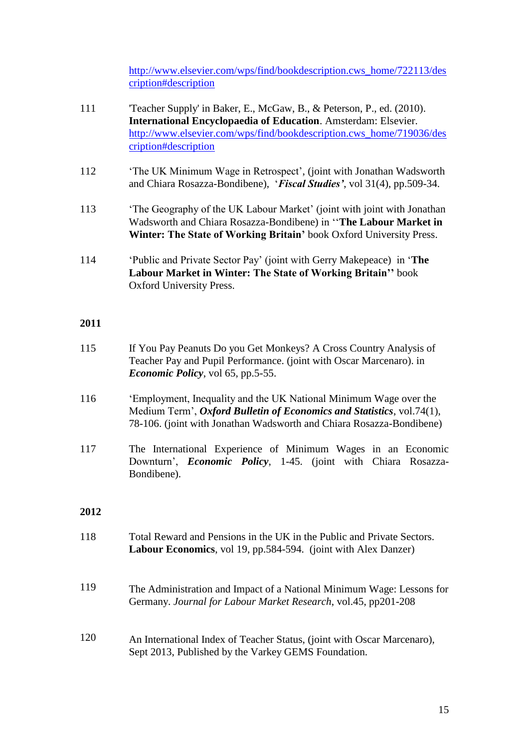http://www.elsevier.com/wps/find/bookdescription.cws_home/722113/description#description

111 'Teacher Supply' in Baker, E., McGaw, B., & Peterson, P., ed. (2010). **International Encyclopaedia of Education**. Amsterdam: Elsevier. http://www.elsevier.com/wps/find/bookdescription.cws_home/719036/description#description

112 'The UK Minimum Wage in Retrospect', (joint with Jonathan Wadsworth and Chiara Rosazza-Bondibene), '***Fiscal Studies'***, vol 31(4), pp.509-34.

113 'The Geography of the UK Labour Market' (joint with joint with Jonathan Wadsworth and Chiara Rosazza-Bondibene) in ''**The Labour Market in Winter: The State of Working Britain'** book Oxford University Press.

114 'Public and Private Sector Pay' (joint with Gerry Makepeace) in '**The Labour Market in Winter: The State of Working Britain''** book Oxford University Press.

**2011**

115 If You Pay Peanuts Do you Get Monkeys? A Cross Country Analysis of Teacher Pay and Pupil Performance. (joint with Oscar Marcenaro). in ***Economic Policy***, vol 65, pp.5-55.

116 'Employment, Inequality and the UK National Minimum Wage over the Medium Term', ***Oxford Bulletin of Economics and Statistics***, vol.74(1), 78-106. (joint with Jonathan Wadsworth and Chiara Rosazza-Bondibene)

117 The International Experience of Minimum Wages in an Economic Downturn', ***Economic Policy***, 1-45. (joint with Chiara Rosazza-Bondibene).

**2012**

118 Total Reward and Pensions in the UK in the Public and Private Sectors. **Labour Economics**, vol 19, pp.584-594. (joint with Alex Danzer)

119 The Administration and Impact of a National Minimum Wage: Lessons for Germany. *Journal for Labour Market Research*, vol.45, pp201-208

120 An International Index of Teacher Status, (joint with Oscar Marcenaro), Sept 2013, Published by the Varkey GEMS Foundation.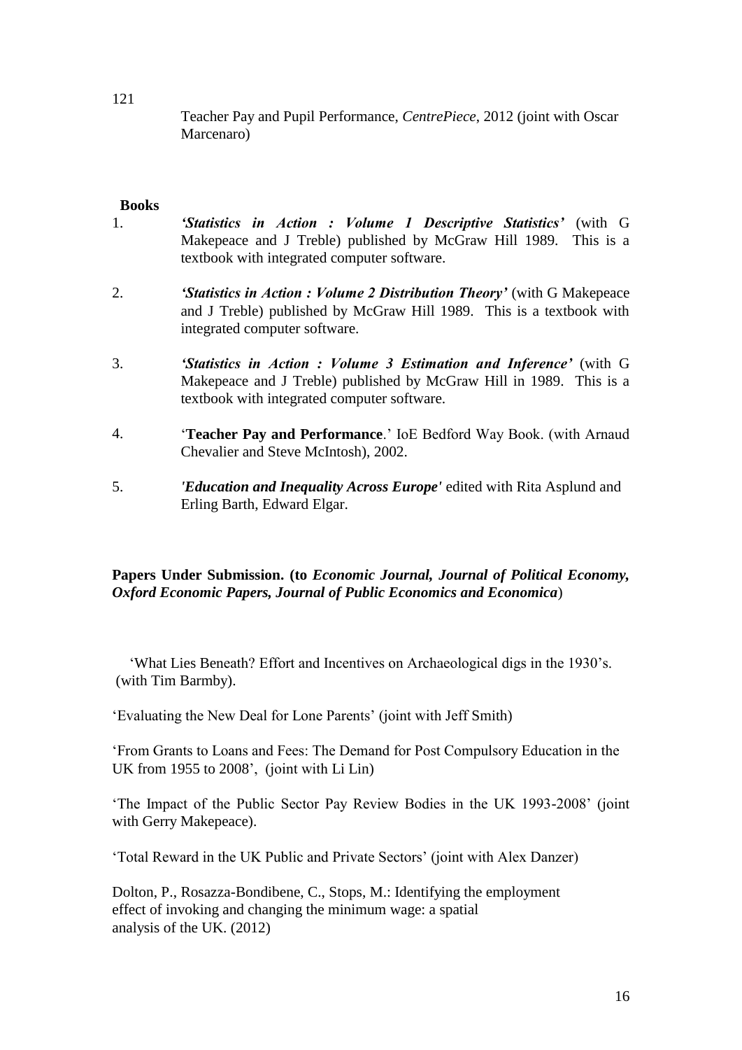121. Teacher Pay and Pupil Performance, *CentrePiece*, 2012 (joint with Oscar Marcenaro)

**Books**

1. ***'Statistics in Action : Volume 1 Descriptive Statistics'*** (with G Makepeace and J Treble) published by McGraw Hill 1989. This is a textbook with integrated computer software.

2. ***'Statistics in Action : Volume 2 Distribution Theory'*** (with G Makepeace and J Treble) published by McGraw Hill 1989. This is a textbook with integrated computer software.

3. ***'Statistics in Action : Volume 3 Estimation and Inference'*** (with G Makepeace and J Treble) published by McGraw Hill in 1989. This is a textbook with integrated computer software.

4. '**Teacher Pay and Performance**.' IoE Bedford Way Book. (with Arnaud Chevalier and Steve McIntosh), 2002.

5. ***'Education and Inequality Across Europe'*** edited with Rita Asplund and Erling Barth, Edward Elgar.

**Papers Under Submission. (to *Economic Journal, Journal of Political Economy, Oxford Economic Papers, Journal of Public Economics and Economica*)**

'What Lies Beneath? Effort and Incentives on Archaeological digs in the 1930's. (with Tim Barmby).

'Evaluating the New Deal for Lone Parents' (joint with Jeff Smith)

'From Grants to Loans and Fees: The Demand for Post Compulsory Education in the UK from 1955 to 2008', (joint with Li Lin)

'The Impact of the Public Sector Pay Review Bodies in the UK 1993-2008' (joint with Gerry Makepeace).

'Total Reward in the UK Public and Private Sectors' (joint with Alex Danzer)

Dolton, P., Rosazza-Bondibene, C., Stops, M.: Identifying the employment effect of invoking and changing the minimum wage: a spatial analysis of the UK. (2012)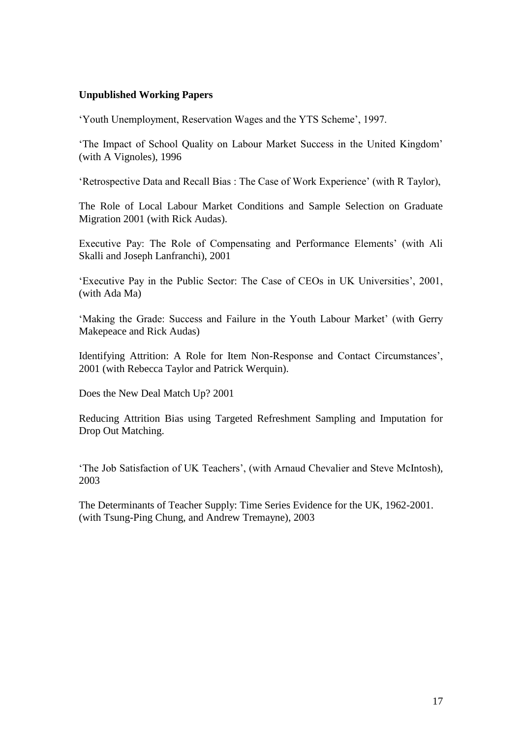**Unpublished Working Papers**

'Youth Unemployment, Reservation Wages and the YTS Scheme', 1997.

'The Impact of School Quality on Labour Market Success in the United Kingdom' (with A Vignoles), 1996

'Retrospective Data and Recall Bias : The Case of Work Experience' (with R Taylor),

The Role of Local Labour Market Conditions and Sample Selection on Graduate Migration 2001 (with Rick Audas).

Executive Pay: The Role of Compensating and Performance Elements' (with Ali Skalli and Joseph Lanfranchi), 2001

'Executive Pay in the Public Sector: The Case of CEOs in UK Universities', 2001, (with Ada Ma)

'Making the Grade: Success and Failure in the Youth Labour Market' (with Gerry Makepeace and Rick Audas)

Identifying Attrition: A Role for Item Non-Response and Contact Circumstances', 2001 (with Rebecca Taylor and Patrick Werquin).

Does the New Deal Match Up? 2001

Reducing Attrition Bias using Targeted Refreshment Sampling and Imputation for Drop Out Matching.

'The Job Satisfaction of UK Teachers', (with Arnaud Chevalier and Steve McIntosh), 2003

The Determinants of Teacher Supply: Time Series Evidence for the UK, 1962-2001. (with Tsung-Ping Chung, and Andrew Tremayne), 2003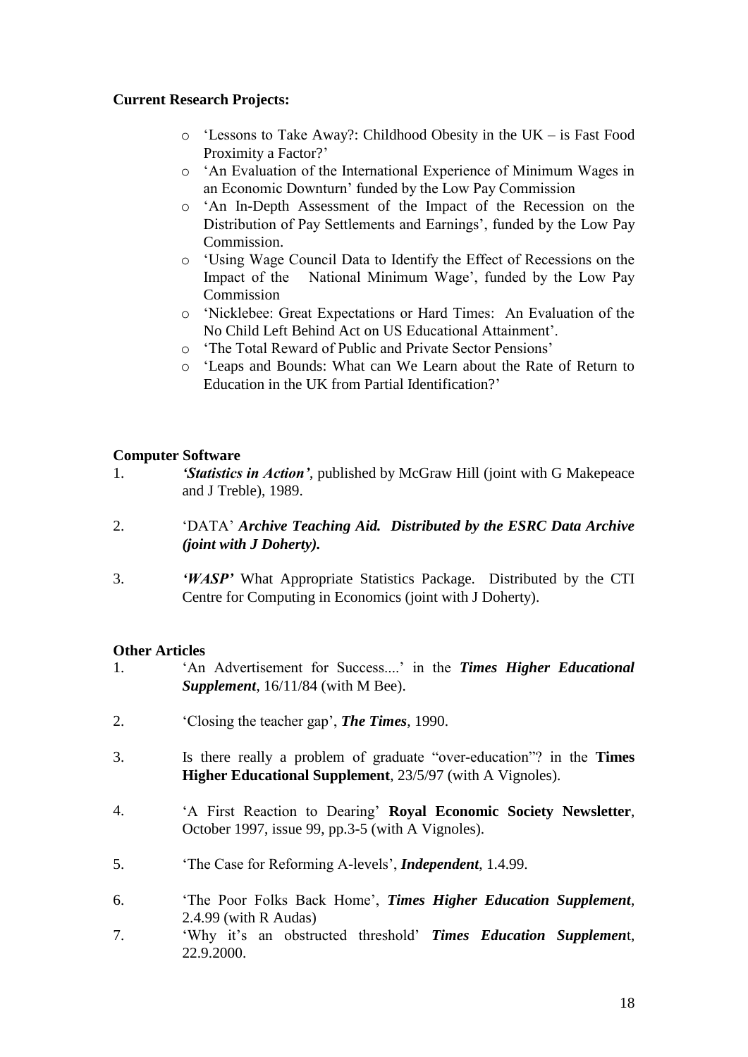**Current Research Projects:**

- ‘Lessons to Take Away?: Childhood Obesity in the UK – is Fast Food Proximity a Factor?’
- ‘An Evaluation of the International Experience of Minimum Wages in an Economic Downturn’ funded by the Low Pay Commission
- ‘An In-Depth Assessment of the Impact of the Recession on the Distribution of Pay Settlements and Earnings’, funded by the Low Pay Commission.
- ‘Using Wage Council Data to Identify the Effect of Recessions on the Impact of the National Minimum Wage’, funded by the Low Pay Commission
- ‘Nicklebee: Great Expectations or Hard Times: An Evaluation of the No Child Left Behind Act on US Educational Attainment’.
- ‘The Total Reward of Public and Private Sector Pensions’
- ‘Leaps and Bounds: What can We Learn about the Rate of Return to Education in the UK from Partial Identification?’

**Computer Software**

1. ***‘Statistics in Action’***, published by McGraw Hill (joint with G Makepeace and J Treble), 1989.

2. ‘DATA’ ***Archive Teaching Aid. Distributed by the ESRC Data Archive (joint with J Doherty).***

3. ***‘WASP’*** What Appropriate Statistics Package. Distributed by the CTI Centre for Computing in Economics (joint with J Doherty).

**Other Articles**

1. ‘An Advertisement for Success....’ in the ***Times Higher Educational Supplement***, 16/11/84 (with M Bee).

2. ‘Closing the teacher gap’, ***The Times***, 1990.

3. Is there really a problem of graduate “over-education”? in the **Times Higher Educational Supplement**, 23/5/97 (with A Vignoles).

4. ‘A First Reaction to Dearing’ **Royal Economic Society Newsletter**, October 1997, issue 99, pp.3-5 (with A Vignoles).

5. ‘The Case for Reforming A-levels’, ***Independent***, 1.4.99.

6. ‘The Poor Folks Back Home’, ***Times Higher Education Supplement***, 2.4.99 (with R Audas)

7. ‘Why it’s an obstructed threshold’ ***Times Education Supplemen***t, 22.9.2000.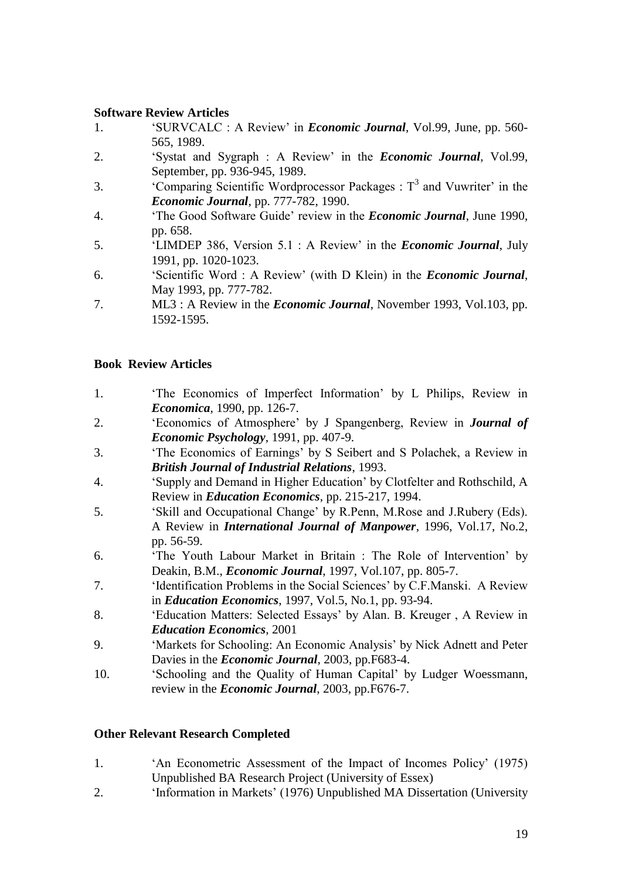**Software Review Articles**

1. 'SURVCALC : A Review' in ***Economic Journal***, Vol.99, June, pp. 560-565, 1989.
2. 'Systat and Sygraph : A Review' in the ***Economic Journal***, Vol.99, September, pp. 936-945, 1989.
3. 'Comparing Scientific Wordprocessor Packages : $T^3$ and Vuwriter' in the ***Economic Journal***, pp. 777-782, 1990.
4. 'The Good Software Guide' review in the ***Economic Journal***, June 1990, pp. 658.
5. 'LIMDEP 386, Version 5.1 : A Review' in the ***Economic Journal***, July 1991, pp. 1020-1023.
6. 'Scientific Word : A Review' (with D Klein) in the ***Economic Journal***, May 1993, pp. 777-782.
7. ML3 : A Review in the ***Economic Journal***, November 1993, Vol.103, pp. 1592-1595.

**Book Review Articles**

1. 'The Economics of Imperfect Information' by L Philips, Review in ***Economica***, 1990, pp. 126-7.
2. 'Economics of Atmosphere' by J Spangenberg, Review in ***Journal of Economic Psychology***, 1991, pp. 407-9.
3. 'The Economics of Earnings' by S Seibert and S Polachek, a Review in ***British Journal of Industrial Relations***, 1993.
4. 'Supply and Demand in Higher Education' by Clotfelter and Rothschild, A Review in ***Education Economics***, pp. 215-217, 1994.
5. 'Skill and Occupational Change' by R.Penn, M.Rose and J.Rubery (Eds). A Review in ***International Journal of Manpower***, 1996, Vol.17, No.2, pp. 56-59.
6. 'The Youth Labour Market in Britain : The Role of Intervention' by Deakin, B.M., ***Economic Journal***, 1997, Vol.107, pp. 805-7.
7. 'Identification Problems in the Social Sciences' by C.F.Manski. A Review in ***Education Economics***, 1997, Vol.5, No.1, pp. 93-94.
8. 'Education Matters: Selected Essays' by Alan. B. Kreuger , A Review in ***Education Economics***, 2001
9. 'Markets for Schooling: An Economic Analysis' by Nick Adnett and Peter Davies in the ***Economic Journal***, 2003, pp.F683-4.
10. 'Schooling and the Quality of Human Capital' by Ludger Woessmann, review in the ***Economic Journal***, 2003, pp.F676-7.

**Other Relevant Research Completed**

1. 'An Econometric Assessment of the Impact of Incomes Policy' (1975) Unpublished BA Research Project (University of Essex)
2. 'Information in Markets' (1976) Unpublished MA Dissertation (University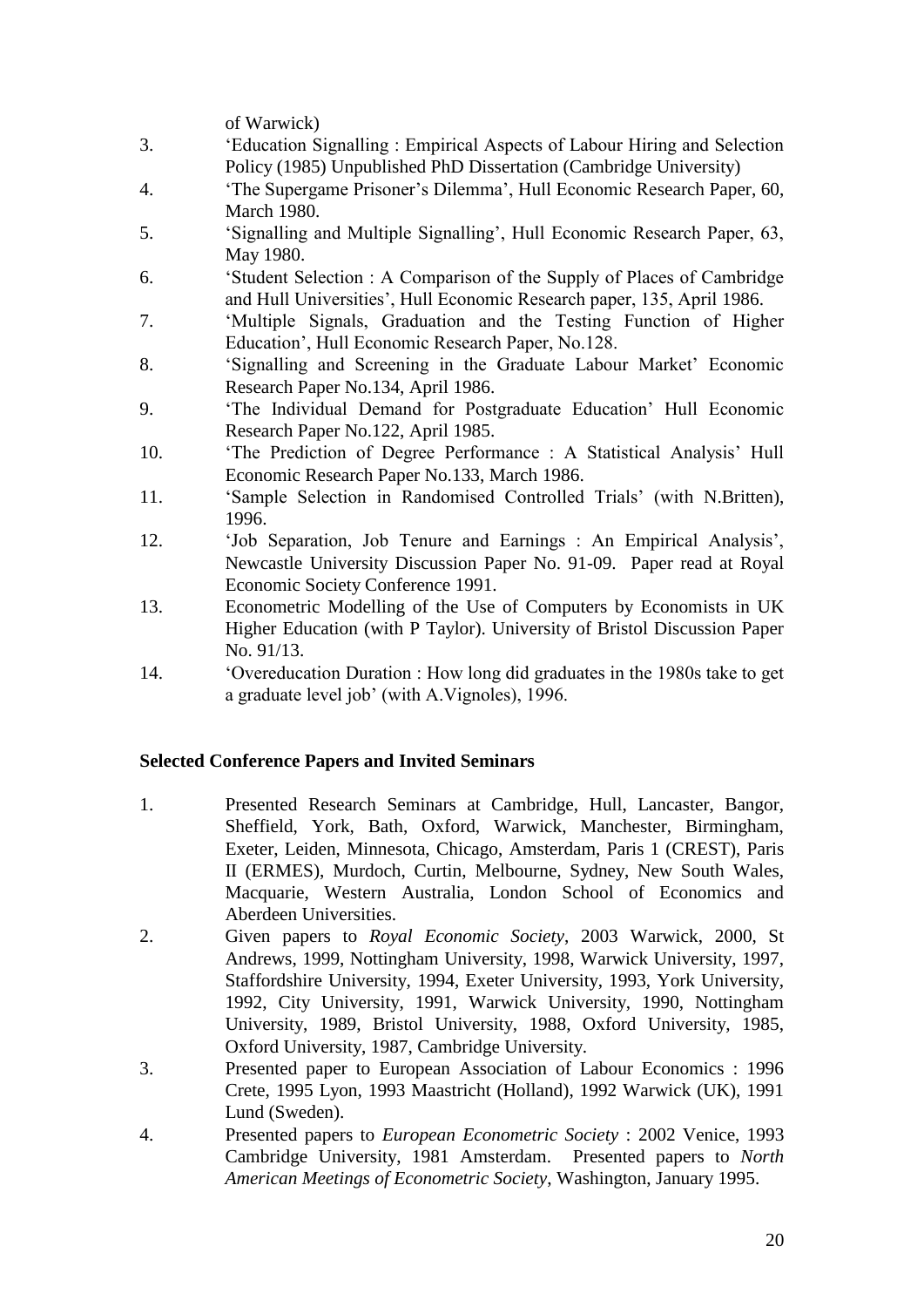of Warwick)

3. 'Education Signalling : Empirical Aspects of Labour Hiring and Selection Policy (1985) Unpublished PhD Dissertation (Cambridge University)
4. 'The Supergame Prisoner's Dilemma', Hull Economic Research Paper, 60, March 1980.
5. 'Signalling and Multiple Signalling', Hull Economic Research Paper, 63, May 1980.
6. 'Student Selection : A Comparison of the Supply of Places of Cambridge and Hull Universities', Hull Economic Research paper, 135, April 1986.
7. 'Multiple Signals, Graduation and the Testing Function of Higher Education', Hull Economic Research Paper, No.128.
8. 'Signalling and Screening in the Graduate Labour Market' Economic Research Paper No.134, April 1986.
9. 'The Individual Demand for Postgraduate Education' Hull Economic Research Paper No.122, April 1985.
10. 'The Prediction of Degree Performance : A Statistical Analysis' Hull Economic Research Paper No.133, March 1986.
11. 'Sample Selection in Randomised Controlled Trials' (with N.Britten), 1996.
12. 'Job Separation, Job Tenure and Earnings : An Empirical Analysis', Newcastle University Discussion Paper No. 91-09. Paper read at Royal Economic Society Conference 1991.
13. Econometric Modelling of the Use of Computers by Economists in UK Higher Education (with P Taylor). University of Bristol Discussion Paper No. 91/13.
14. 'Overeducation Duration : How long did graduates in the 1980s take to get a graduate level job' (with A.Vignoles), 1996.

**Selected Conference Papers and Invited Seminars**

1. Presented Research Seminars at Cambridge, Hull, Lancaster, Bangor, Sheffield, York, Bath, Oxford, Warwick, Manchester, Birmingham, Exeter, Leiden, Minnesota, Chicago, Amsterdam, Paris 1 (CREST), Paris II (ERMES), Murdoch, Curtin, Melbourne, Sydney, New South Wales, Macquarie, Western Australia, London School of Economics and Aberdeen Universities.
2. Given papers to *Royal Economic Society*, 2003 Warwick, 2000, St Andrews, 1999, Nottingham University, 1998, Warwick University, 1997, Staffordshire University, 1994, Exeter University, 1993, York University, 1992, City University, 1991, Warwick University, 1990, Nottingham University, 1989, Bristol University, 1988, Oxford University, 1985, Oxford University, 1987, Cambridge University.
3. Presented paper to European Association of Labour Economics : 1996 Crete, 1995 Lyon, 1993 Maastricht (Holland), 1992 Warwick (UK), 1991 Lund (Sweden).
4. Presented papers to *European Econometric Society* : 2002 Venice, 1993 Cambridge University, 1981 Amsterdam. Presented papers to *North American Meetings of Econometric Society*, Washington, January 1995.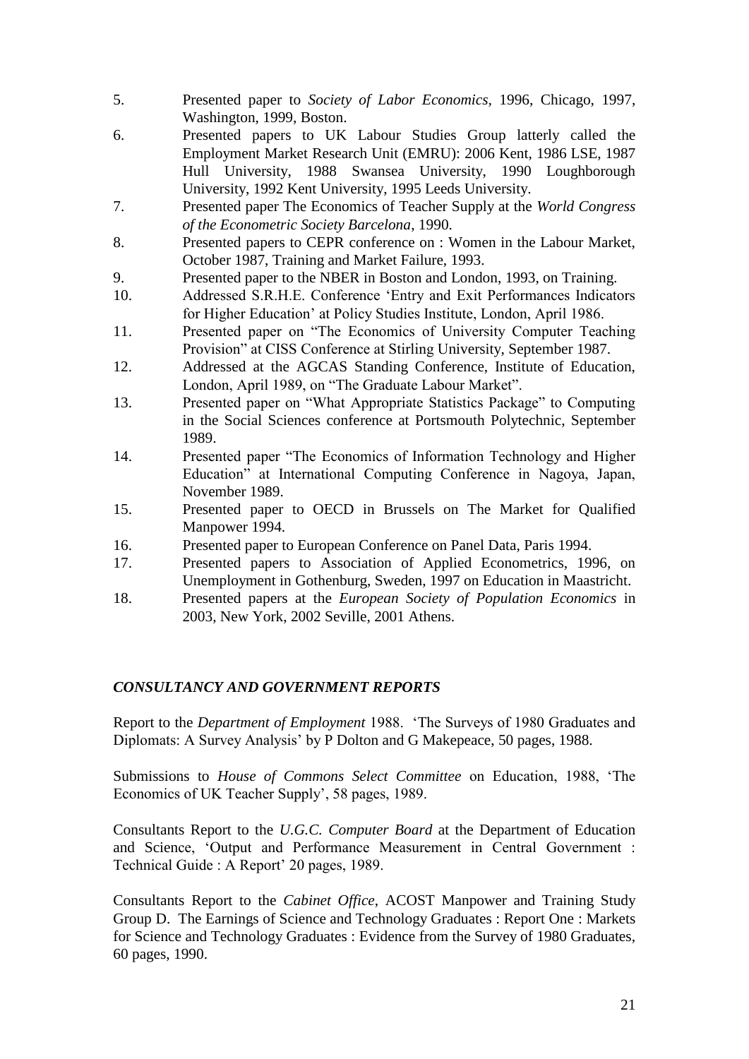5. Presented paper to *Society of Labor Economics*, 1996, Chicago, 1997, Washington, 1999, Boston.
6. Presented papers to UK Labour Studies Group latterly called the Employment Market Research Unit (EMRU): 2006 Kent, 1986 LSE, 1987 Hull University, 1988 Swansea University, 1990 Loughborough University, 1992 Kent University, 1995 Leeds University.
7. Presented paper The Economics of Teacher Supply at the *World Congress of the Econometric Society Barcelona*, 1990.
8. Presented papers to CEPR conference on : Women in the Labour Market, October 1987, Training and Market Failure, 1993.
9. Presented paper to the NBER in Boston and London, 1993, on Training.
10. Addressed S.R.H.E. Conference 'Entry and Exit Performances Indicators for Higher Education' at Policy Studies Institute, London, April 1986.
11. Presented paper on "The Economics of University Computer Teaching Provision" at CISS Conference at Stirling University, September 1987.
12. Addressed at the AGCAS Standing Conference, Institute of Education, London, April 1989, on "The Graduate Labour Market".
13. Presented paper on "What Appropriate Statistics Package" to Computing in the Social Sciences conference at Portsmouth Polytechnic, September 1989.
14. Presented paper "The Economics of Information Technology and Higher Education" at International Computing Conference in Nagoya, Japan, November 1989.
15. Presented paper to OECD in Brussels on The Market for Qualified Manpower 1994.
16. Presented paper to European Conference on Panel Data, Paris 1994.
17. Presented papers to Association of Applied Econometrics, 1996, on Unemployment in Gothenburg, Sweden, 1997 on Education in Maastricht.
18. Presented papers at the *European Society of Population Economics* in 2003, New York, 2002 Seville, 2001 Athens.

## *CONSULTANCY AND GOVERNMENT REPORTS*

Report to the *Department of Employment* 1988. 'The Surveys of 1980 Graduates and Diplomats: A Survey Analysis' by P Dolton and G Makepeace, 50 pages, 1988.

Submissions to *House of Commons Select Committee* on Education, 1988, 'The Economics of UK Teacher Supply', 58 pages, 1989.

Consultants Report to the *U.G.C. Computer Board* at the Department of Education and Science, 'Output and Performance Measurement in Central Government : Technical Guide : A Report' 20 pages, 1989.

Consultants Report to the *Cabinet Office*, ACOST Manpower and Training Study Group D. The Earnings of Science and Technology Graduates : Report One : Markets for Science and Technology Graduates : Evidence from the Survey of 1980 Graduates, 60 pages, 1990.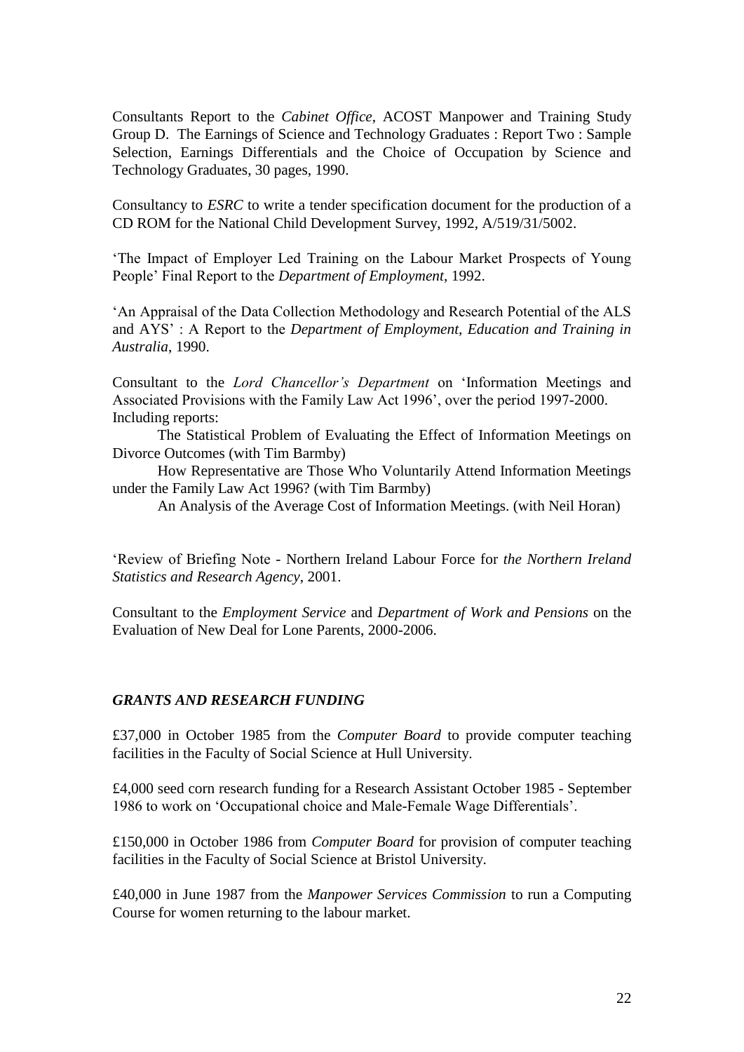Consultants Report to the *Cabinet Office*, ACOST Manpower and Training Study Group D. The Earnings of Science and Technology Graduates : Report Two : Sample Selection, Earnings Differentials and the Choice of Occupation by Science and Technology Graduates, 30 pages, 1990.

Consultancy to *ESRC* to write a tender specification document for the production of a CD ROM for the National Child Development Survey, 1992, A/519/31/5002.

'The Impact of Employer Led Training on the Labour Market Prospects of Young People' Final Report to the *Department of Employment*, 1992.

'An Appraisal of the Data Collection Methodology and Research Potential of the ALS and AYS' : A Report to the *Department of Employment, Education and Training in Australia*, 1990.

Consultant to the *Lord Chancellor's Department* on 'Information Meetings and Associated Provisions with the Family Law Act 1996', over the period 1997-2000. Including reports:

The Statistical Problem of Evaluating the Effect of Information Meetings on Divorce Outcomes (with Tim Barmby)

How Representative are Those Who Voluntarily Attend Information Meetings under the Family Law Act 1996? (with Tim Barmby)

An Analysis of the Average Cost of Information Meetings. (with Neil Horan)

'Review of Briefing Note - Northern Ireland Labour Force for *the Northern Ireland Statistics and Research Agency*, 2001.

Consultant to the *Employment Service* and *Department of Work and Pensions* on the Evaluation of New Deal for Lone Parents, 2000-2006.

## *GRANTS AND RESEARCH FUNDING*

£37,000 in October 1985 from the *Computer Board* to provide computer teaching facilities in the Faculty of Social Science at Hull University.

£4,000 seed corn research funding for a Research Assistant October 1985 - September 1986 to work on 'Occupational choice and Male-Female Wage Differentials'.

£150,000 in October 1986 from *Computer Board* for provision of computer teaching facilities in the Faculty of Social Science at Bristol University.

£40,000 in June 1987 from the *Manpower Services Commission* to run a Computing Course for women returning to the labour market.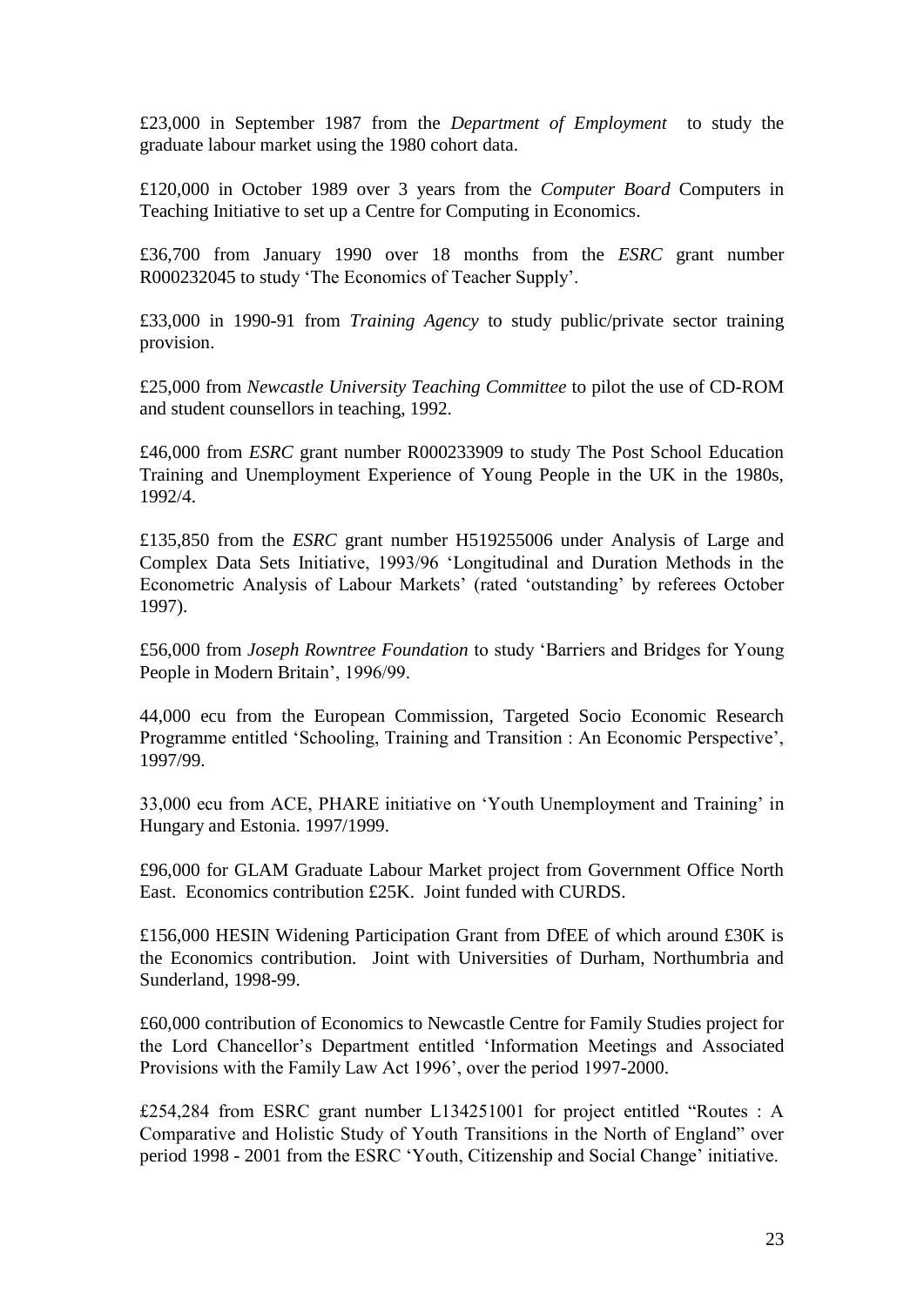£23,000 in September 1987 from the *Department of Employment* to study the graduate labour market using the 1980 cohort data.

£120,000 in October 1989 over 3 years from the *Computer Board* Computers in Teaching Initiative to set up a Centre for Computing in Economics.

£36,700 from January 1990 over 18 months from the *ESRC* grant number R000232045 to study 'The Economics of Teacher Supply'.

£33,000 in 1990-91 from *Training Agency* to study public/private sector training provision.

£25,000 from *Newcastle University Teaching Committee* to pilot the use of CD-ROM and student counsellors in teaching, 1992.

£46,000 from *ESRC* grant number R000233909 to study The Post School Education Training and Unemployment Experience of Young People in the UK in the 1980s, 1992/4.

£135,850 from the *ESRC* grant number H519255006 under Analysis of Large and Complex Data Sets Initiative, 1993/96 'Longitudinal and Duration Methods in the Econometric Analysis of Labour Markets' (rated 'outstanding' by referees October 1997).

£56,000 from *Joseph Rowntree Foundation* to study 'Barriers and Bridges for Young People in Modern Britain', 1996/99.

44,000 ecu from the European Commission, Targeted Socio Economic Research Programme entitled 'Schooling, Training and Transition : An Economic Perspective', 1997/99.

33,000 ecu from ACE, PHARE initiative on 'Youth Unemployment and Training' in Hungary and Estonia. 1997/1999.

£96,000 for GLAM Graduate Labour Market project from Government Office North East. Economics contribution £25K. Joint funded with CURDS.

£156,000 HESIN Widening Participation Grant from DfEE of which around £30K is the Economics contribution. Joint with Universities of Durham, Northumbria and Sunderland, 1998-99.

£60,000 contribution of Economics to Newcastle Centre for Family Studies project for the Lord Chancellor's Department entitled 'Information Meetings and Associated Provisions with the Family Law Act 1996', over the period 1997-2000.

£254,284 from ESRC grant number L134251001 for project entitled "Routes : A Comparative and Holistic Study of Youth Transitions in the North of England" over period 1998 - 2001 from the ESRC 'Youth, Citizenship and Social Change' initiative.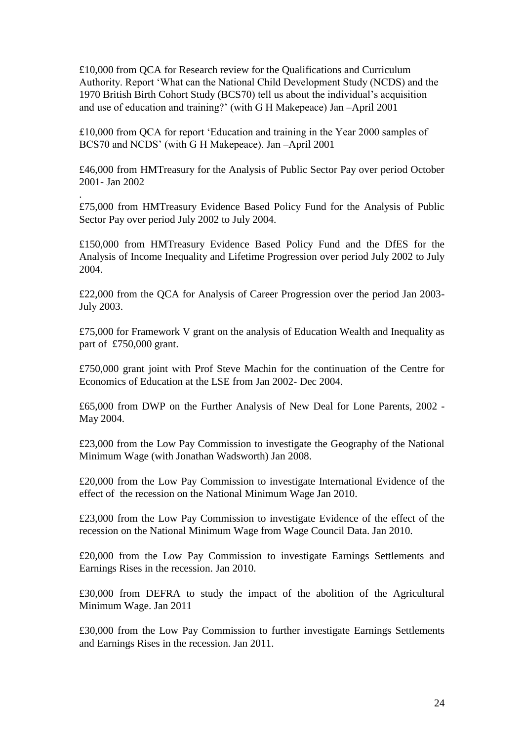£10,000 from QCA for Research review for the Qualifications and Curriculum Authority. Report 'What can the National Child Development Study (NCDS) and the 1970 British Birth Cohort Study (BCS70) tell us about the individual's acquisition and use of education and training?' (with G H Makepeace) Jan –April 2001

£10,000 from QCA for report 'Education and training in the Year 2000 samples of BCS70 and NCDS' (with G H Makepeace). Jan –April 2001

£46,000 from HMTreasury for the Analysis of Public Sector Pay over period October 2001- Jan 2002

.
£75,000 from HMTreasury Evidence Based Policy Fund for the Analysis of Public Sector Pay over period July 2002 to July 2004.

£150,000 from HMTreasury Evidence Based Policy Fund and the DfES for the Analysis of Income Inequality and Lifetime Progression over period July 2002 to July 2004.

£22,000 from the QCA for Analysis of Career Progression over the period Jan 2003- July 2003.

£75,000 for Framework V grant on the analysis of Education Wealth and Inequality as part of £750,000 grant.

£750,000 grant joint with Prof Steve Machin for the continuation of the Centre for Economics of Education at the LSE from Jan 2002- Dec 2004.

£65,000 from DWP on the Further Analysis of New Deal for Lone Parents, 2002 - May 2004.

£23,000 from the Low Pay Commission to investigate the Geography of the National Minimum Wage (with Jonathan Wadsworth) Jan 2008.

£20,000 from the Low Pay Commission to investigate International Evidence of the effect of the recession on the National Minimum Wage Jan 2010.

£23,000 from the Low Pay Commission to investigate Evidence of the effect of the recession on the National Minimum Wage from Wage Council Data. Jan 2010.

£20,000 from the Low Pay Commission to investigate Earnings Settlements and Earnings Rises in the recession. Jan 2010.

£30,000 from DEFRA to study the impact of the abolition of the Agricultural Minimum Wage. Jan 2011

£30,000 from the Low Pay Commission to further investigate Earnings Settlements and Earnings Rises in the recession. Jan 2011.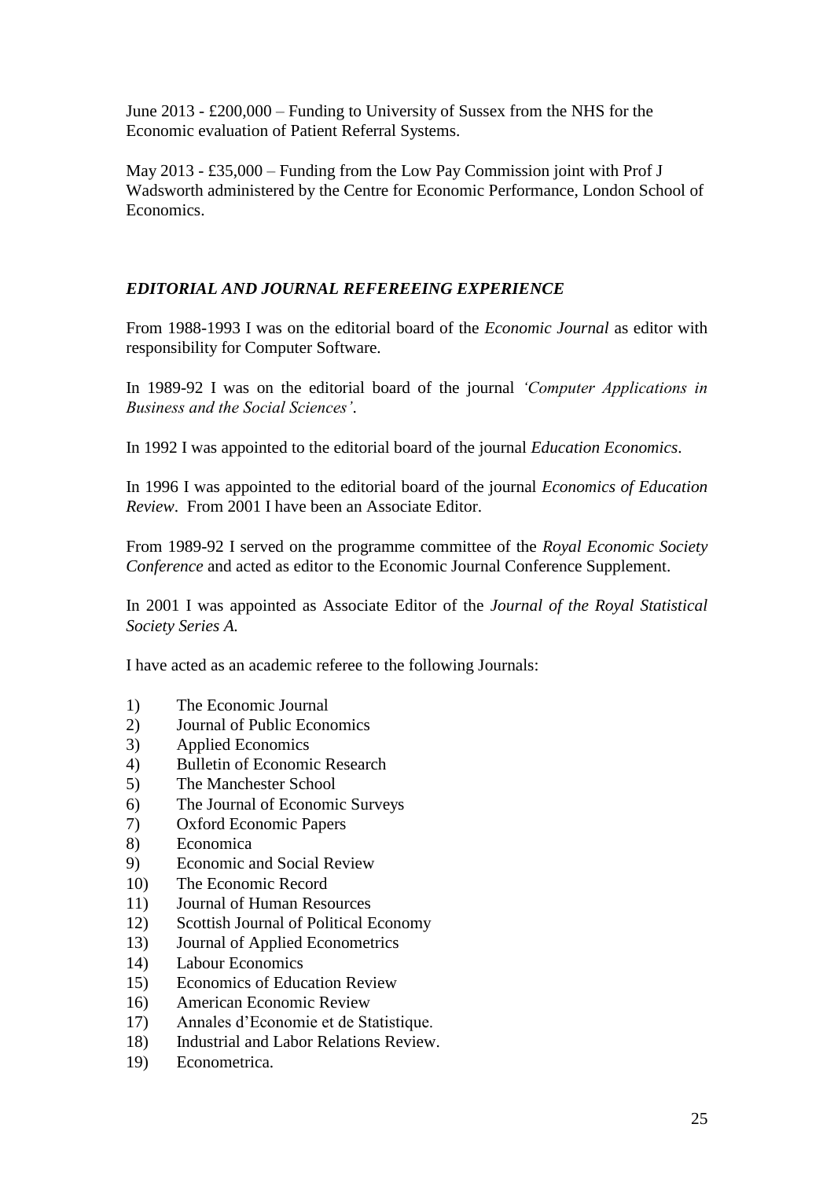June 2013 - £200,000 – Funding to University of Sussex from the NHS for the Economic evaluation of Patient Referral Systems.

May 2013 - £35,000 – Funding from the Low Pay Commission joint with Prof J Wadsworth administered by the Centre for Economic Performance, London School of Economics.

### *EDITORIAL AND JOURNAL REFEREEING EXPERIENCE*

From 1988-1993 I was on the editorial board of the *Economic Journal* as editor with responsibility for Computer Software.

In 1989-92 I was on the editorial board of the journal *'Computer Applications in Business and the Social Sciences'*.

In 1992 I was appointed to the editorial board of the journal *Education Economics*.

In 1996 I was appointed to the editorial board of the journal *Economics of Education Review*. From 2001 I have been an Associate Editor.

From 1989-92 I served on the programme committee of the *Royal Economic Society Conference* and acted as editor to the Economic Journal Conference Supplement.

In 2001 I was appointed as Associate Editor of the *Journal of the Royal Statistical Society Series A.*

I have acted as an academic referee to the following Journals:

1) The Economic Journal
2) Journal of Public Economics
3) Applied Economics
4) Bulletin of Economic Research
5) The Manchester School
6) The Journal of Economic Surveys
7) Oxford Economic Papers
8) Economica
9) Economic and Social Review
10) The Economic Record
11) Journal of Human Resources
12) Scottish Journal of Political Economy
13) Journal of Applied Econometrics
14) Labour Economics
15) Economics of Education Review
16) American Economic Review
17) Annales d'Economie et de Statistique.
18) Industrial and Labor Relations Review.
19) Econometrica.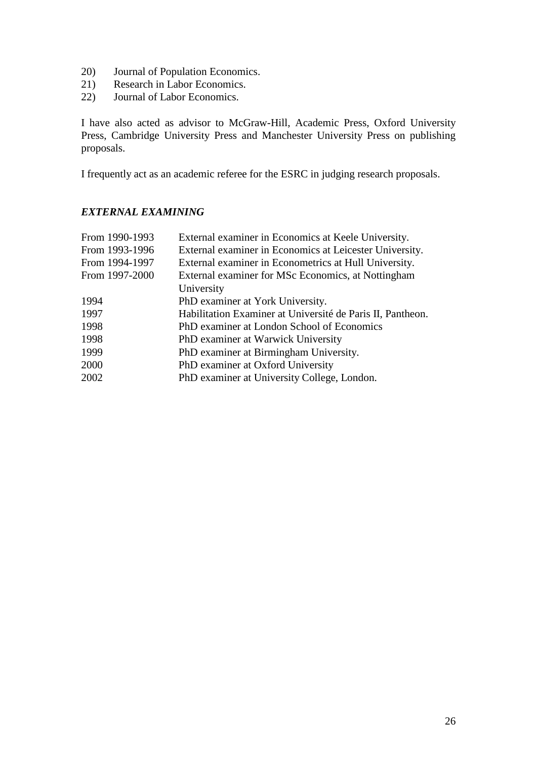20) Journal of Population Economics.
21) Research in Labor Economics.
22) Journal of Labor Economics.

I have also acted as advisor to McGraw-Hill, Academic Press, Oxford University Press, Cambridge University Press and Manchester University Press on publishing proposals.

I frequently act as an academic referee for the ESRC in judging research proposals.

### *EXTERNAL EXAMINING*

| | |
|---|---|
| From 1990-1993 | External examiner in Economics at Keele University. |
| From 1993-1996 | External examiner in Economics at Leicester University. |
| From 1994-1997 | External examiner in Econometrics at Hull University. |
| From 1997-2000 | External examiner for MSc Economics, at Nottingham University |
| 1994 | PhD examiner at York University. |
| 1997 | Habilitation Examiner at Université de Paris II, Pantheon. |
| 1998 | PhD examiner at London School of Economics |
| 1998 | PhD examiner at Warwick University |
| 1999 | PhD examiner at Birmingham University. |
| 2000 | PhD examiner at Oxford University |
| 2002 | PhD examiner at University College, London. |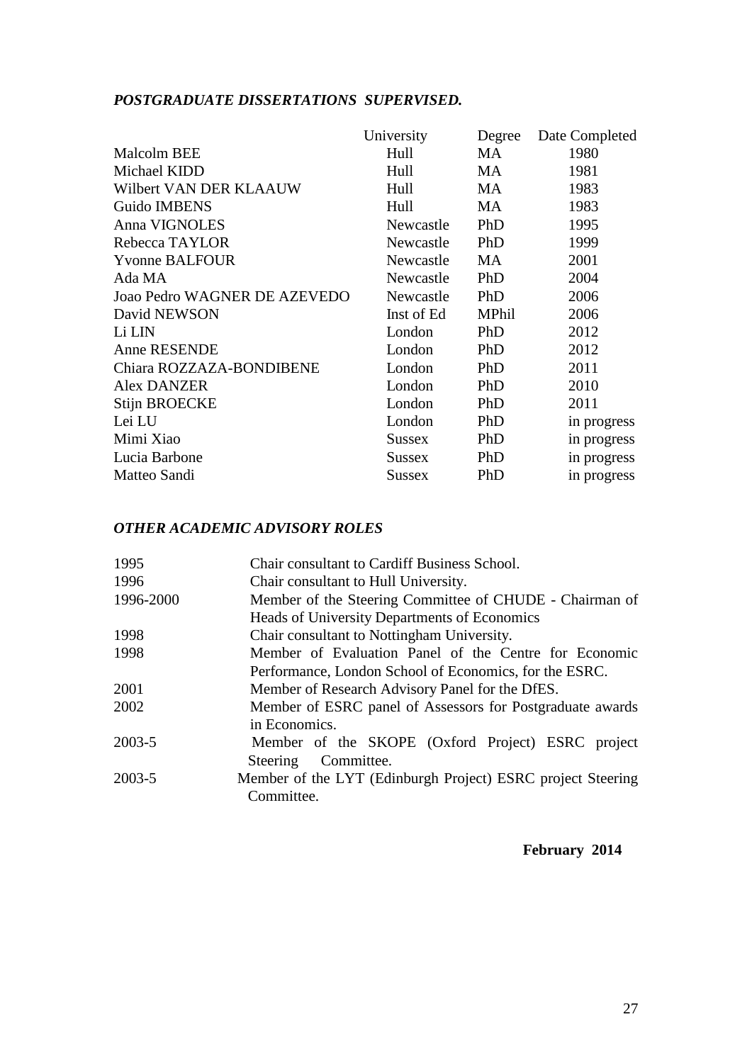### *POSTGRADUATE DISSERTATIONS SUPERVISED.*

| | University | Degree | Date Completed |
|---|---|---|---|
| Malcolm BEE | Hull | MA | 1980 |
| Michael KIDD | Hull | MA | 1981 |
| Wilbert VAN DER KLAAUW | Hull | MA | 1983 |
| Guido IMBENS | Hull | MA | 1983 |
| Anna VIGNOLES | Newcastle | PhD | 1995 |
| Rebecca TAYLOR | Newcastle | PhD | 1999 |
| Yvonne BALFOUR | Newcastle | MA | 2001 |
| Ada MA | Newcastle | PhD | 2004 |
| Joao Pedro WAGNER DE AZEVEDO | Newcastle | PhD | 2006 |
| David NEWSON | Inst of Ed | MPhil | 2006 |
| Li LIN | London | PhD | 2012 |
| Anne RESENDE | London | PhD | 2012 |
| Chiara ROZZAZA-BONDIBENE | London | PhD | 2011 |
| Alex DANZER | London | PhD | 2010 |
| Stijn BROECKE | London | PhD | 2011 |
| Lei LU | London | PhD | in progress |
| Mimi Xiao | Sussex | PhD | in progress |
| Lucia Barbone | Sussex | PhD | in progress |
| Matteo Sandi | Sussex | PhD | in progress |

### *OTHER ACADEMIC ADVISORY ROLES*

| | |
|---|---|
| 1995 | Chair consultant to Cardiff Business School. |
| 1996 | Chair consultant to Hull University. |
| 1996-2000 | Member of the Steering Committee of CHUDE - Chairman of Heads of University Departments of Economics |
| 1998 | Chair consultant to Nottingham University. |
| 1998 | Member of Evaluation Panel of the Centre for Economic Performance, London School of Economics, for the ESRC. |
| 2001 | Member of Research Advisory Panel for the DfES. |
| 2002 | Member of ESRC panel of Assessors for Postgraduate awards in Economics. |
| 2003-5 | Member of the SKOPE (Oxford Project) ESRC project Steering Committee. |
| 2003-5 | Member of the LYT (Edinburgh Project) ESRC project Steering Committee. |

**February 2014**